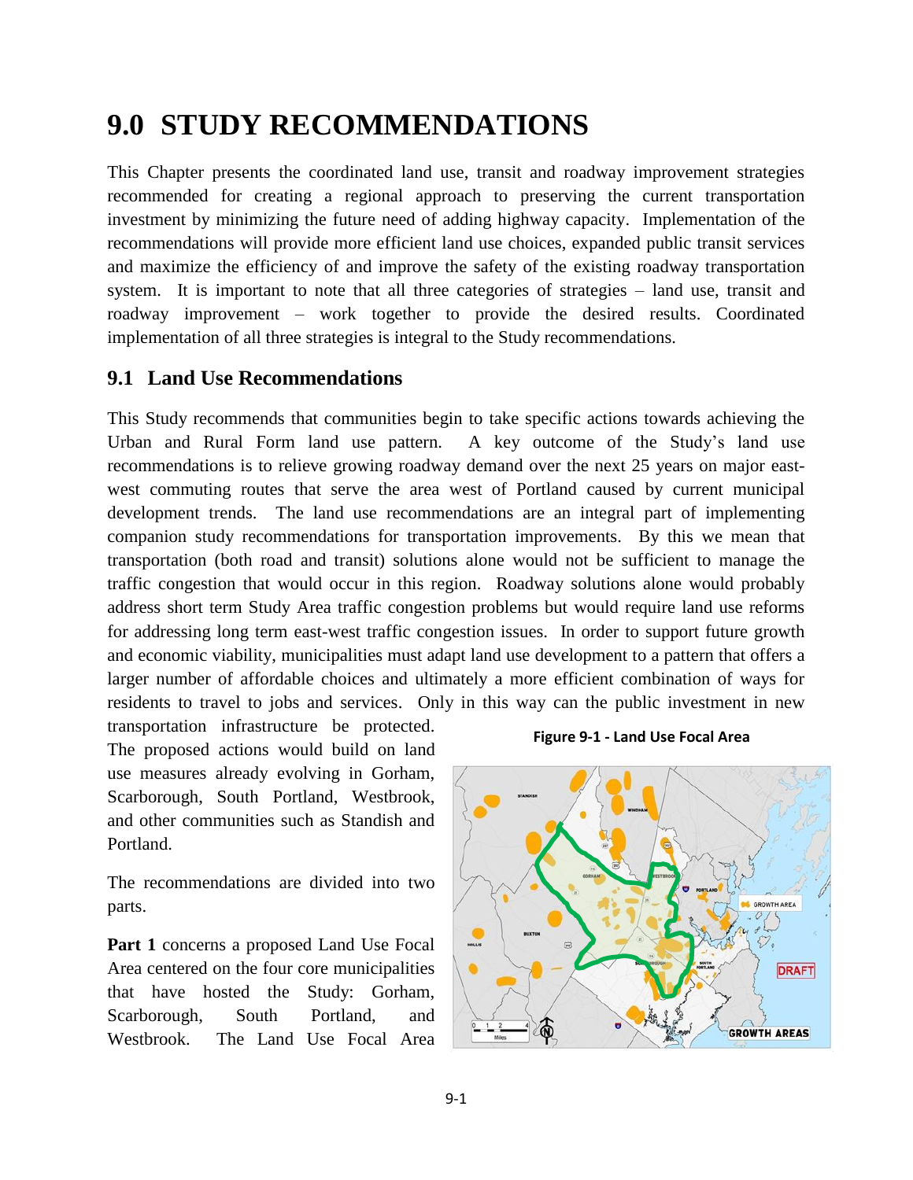# 9.0 STUDY RECOMMENDATIONS

This Chapter presents the coordinated land use, transit and roadway improvement strategies recommended for creating a regional approach to preserving the current transportation investment by minimizing the future need of adding highway capacity. Implementation of the recommendations will provide more efficient land use choices, expanded public transit services and maximize the efficiency of and improve the safety of the existing roadway transportation system. It is important to note that all three categories of strategies – land use, transit and roadway improvement – work together to provide the desired results. Coordinated implementation of all three strategies is integral to the Study recommendations.

## 9.1 Land Use Recommendations

This Study recommends that communities begin to take specific actions towards achieving the Urban and Rural Form land use pattern. A key outcome of the Study's land use recommendations is to relieve growing roadway demand over the next 25 years on major east-west commuting routes that serve the area west of Portland caused by current municipal development trends. The land use recommendations are an integral part of implementing companion study recommendations for transportation improvements. By this we mean that transportation (both road and transit) solutions alone would not be sufficient to manage the traffic congestion that would occur in this region. Roadway solutions alone would probably address short term Study Area traffic congestion problems but would require land use reforms for addressing long term east-west traffic congestion issues. In order to support future growth and economic viability, municipalities must adapt land use development to a pattern that offers a larger number of affordable choices and ultimately a more efficient combination of ways for residents to travel to jobs and services. Only in this way can the public investment in new transportation infrastructure be protected. The proposed actions would build on land use measures already evolving in Gorham, Scarborough, South Portland, Westbrook, and other communities such as Standish and Portland.

**Figure 9-1 - Land Use Focal Area**

The recommendations are divided into two parts.

**Part 1** concerns a proposed Land Use Focal Area centered on the four core municipalities that have hosted the Study: Gorham, Scarborough, South Portland, and Westbrook. The Land Use Focal Area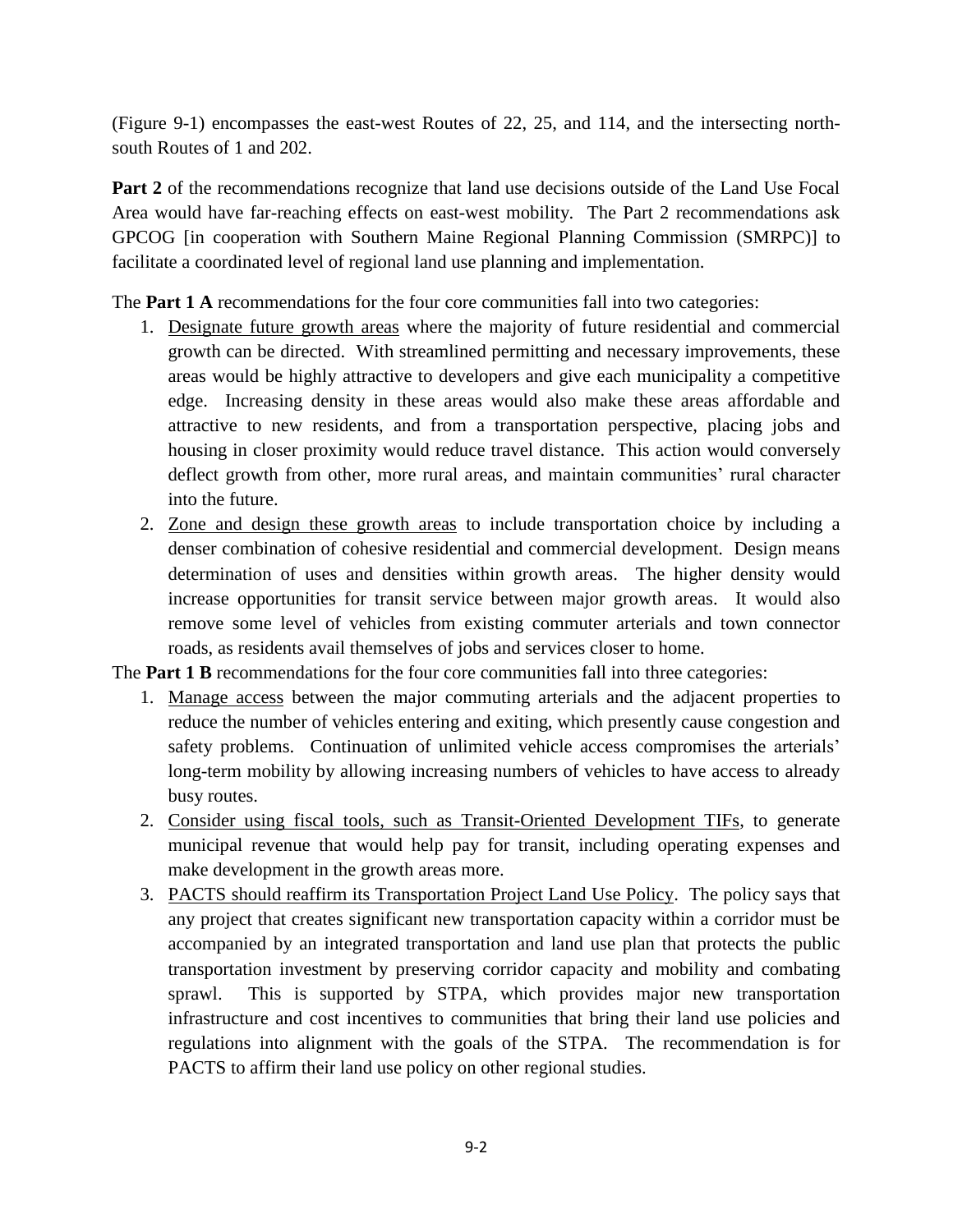(Figure 9-1) encompasses the east-west Routes of 22, 25, and 114, and the intersecting north-south Routes of 1 and 202.

**Part 2** of the recommendations recognize that land use decisions outside of the Land Use Focal Area would have far-reaching effects on east-west mobility. The Part 2 recommendations ask GPCOG [in cooperation with Southern Maine Regional Planning Commission (SMRPC)] to facilitate a coordinated level of regional land use planning and implementation.

The **Part 1 A** recommendations for the four core communities fall into two categories:

1. Designate future growth areas where the majority of future residential and commercial growth can be directed. With streamlined permitting and necessary improvements, these areas would be highly attractive to developers and give each municipality a competitive edge. Increasing density in these areas would also make these areas affordable and attractive to new residents, and from a transportation perspective, placing jobs and housing in closer proximity would reduce travel distance. This action would conversely deflect growth from other, more rural areas, and maintain communities' rural character into the future.
2. Zone and design these growth areas to include transportation choice by including a denser combination of cohesive residential and commercial development. Design means determination of uses and densities within growth areas. The higher density would increase opportunities for transit service between major growth areas. It would also remove some level of vehicles from existing commuter arterials and town connector roads, as residents avail themselves of jobs and services closer to home.

The **Part 1 B** recommendations for the four core communities fall into three categories:

1. Manage access between the major commuting arterials and the adjacent properties to reduce the number of vehicles entering and exiting, which presently cause congestion and safety problems. Continuation of unlimited vehicle access compromises the arterials' long-term mobility by allowing increasing numbers of vehicles to have access to already busy routes.
2. Consider using fiscal tools, such as Transit-Oriented Development TIFs, to generate municipal revenue that would help pay for transit, including operating expenses and make development in the growth areas more.
3. PACTS should reaffirm its Transportation Project Land Use Policy. The policy says that any project that creates significant new transportation capacity within a corridor must be accompanied by an integrated transportation and land use plan that protects the public transportation investment by preserving corridor capacity and mobility and combating sprawl. This is supported by STPA, which provides major new transportation infrastructure and cost incentives to communities that bring their land use policies and regulations into alignment with the goals of the STPA. The recommendation is for PACTS to affirm their land use policy on other regional studies.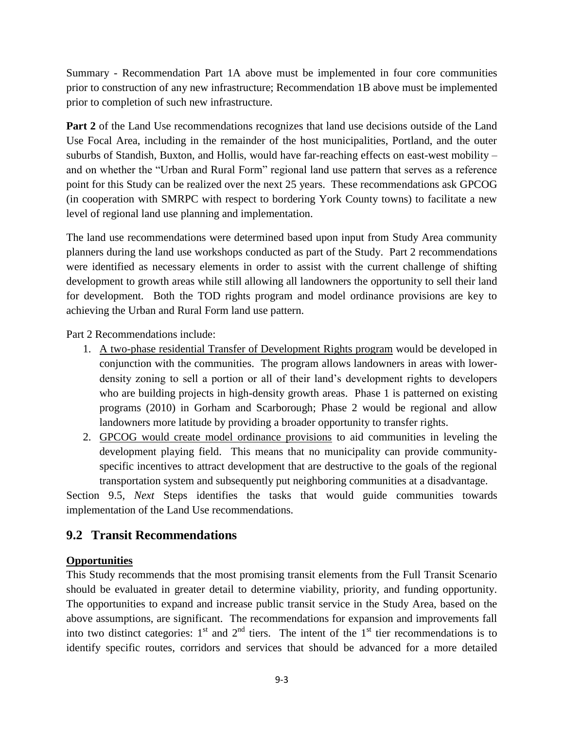Summary - Recommendation Part 1A above must be implemented in four core communities prior to construction of any new infrastructure; Recommendation 1B above must be implemented prior to completion of such new infrastructure.

**Part 2** of the Land Use recommendations recognizes that land use decisions outside of the Land Use Focal Area, including in the remainder of the host municipalities, Portland, and the outer suburbs of Standish, Buxton, and Hollis, would have far-reaching effects on east-west mobility – and on whether the "Urban and Rural Form" regional land use pattern that serves as a reference point for this Study can be realized over the next 25 years. These recommendations ask GPCOG (in cooperation with SMRPC with respect to bordering York County towns) to facilitate a new level of regional land use planning and implementation.

The land use recommendations were determined based upon input from Study Area community planners during the land use workshops conducted as part of the Study. Part 2 recommendations were identified as necessary elements in order to assist with the current challenge of shifting development to growth areas while still allowing all landowners the opportunity to sell their land for development. Both the TOD rights program and model ordinance provisions are key to achieving the Urban and Rural Form land use pattern.

Part 2 Recommendations include:

1. A two-phase residential Transfer of Development Rights program would be developed in conjunction with the communities. The program allows landowners in areas with lower-density zoning to sell a portion or all of their land's development rights to developers who are building projects in high-density growth areas. Phase 1 is patterned on existing programs (2010) in Gorham and Scarborough; Phase 2 would be regional and allow landowners more latitude by providing a broader opportunity to transfer rights.
2. GPCOG would create model ordinance provisions to aid communities in leveling the development playing field. This means that no municipality can provide community-specific incentives to attract development that are destructive to the goals of the regional transportation system and subsequently put neighboring communities at a disadvantage.

Section 9.5, *Next* Steps identifies the tasks that would guide communities towards implementation of the Land Use recommendations.

## 9.2 Transit Recommendations

**Opportunities**

This Study recommends that the most promising transit elements from the Full Transit Scenario should be evaluated in greater detail to determine viability, priority, and funding opportunity. The opportunities to expand and increase public transit service in the Study Area, based on the above assumptions, are significant. The recommendations for expansion and improvements fall into two distinct categories: 1st and 2nd tiers. The intent of the 1st tier recommendations is to identify specific routes, corridors and services that should be advanced for a more detailed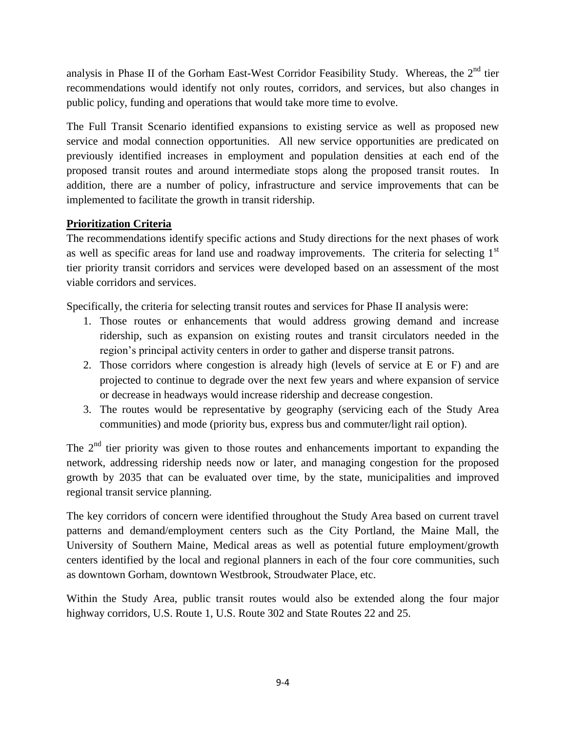analysis in Phase II of the Gorham East-West Corridor Feasibility Study. Whereas, the $2^{nd}$ tier recommendations would identify not only routes, corridors, and services, but also changes in public policy, funding and operations that would take more time to evolve.

The Full Transit Scenario identified expansions to existing service as well as proposed new service and modal connection opportunities. All new service opportunities are predicated on previously identified increases in employment and population densities at each end of the proposed transit routes and around intermediate stops along the proposed transit routes. In addition, there are a number of policy, infrastructure and service improvements that can be implemented to facilitate the growth in transit ridership.

**Prioritization Criteria**

The recommendations identify specific actions and Study directions for the next phases of work as well as specific areas for land use and roadway improvements. The criteria for selecting $1^{st}$ tier priority transit corridors and services were developed based on an assessment of the most viable corridors and services.

Specifically, the criteria for selecting transit routes and services for Phase II analysis were:

1. Those routes or enhancements that would address growing demand and increase ridership, such as expansion on existing routes and transit circulators needed in the region's principal activity centers in order to gather and disperse transit patrons.
2. Those corridors where congestion is already high (levels of service at E or F) and are projected to continue to degrade over the next few years and where expansion of service or decrease in headways would increase ridership and decrease congestion.
3. The routes would be representative by geography (servicing each of the Study Area communities) and mode (priority bus, express bus and commuter/light rail option).

The $2^{nd}$ tier priority was given to those routes and enhancements important to expanding the network, addressing ridership needs now or later, and managing congestion for the proposed growth by 2035 that can be evaluated over time, by the state, municipalities and improved regional transit service planning.

The key corridors of concern were identified throughout the Study Area based on current travel patterns and demand/employment centers such as the City Portland, the Maine Mall, the University of Southern Maine, Medical areas as well as potential future employment/growth centers identified by the local and regional planners in each of the four core communities, such as downtown Gorham, downtown Westbrook, Stroudwater Place, etc.

Within the Study Area, public transit routes would also be extended along the four major highway corridors, U.S. Route 1, U.S. Route 302 and State Routes 22 and 25.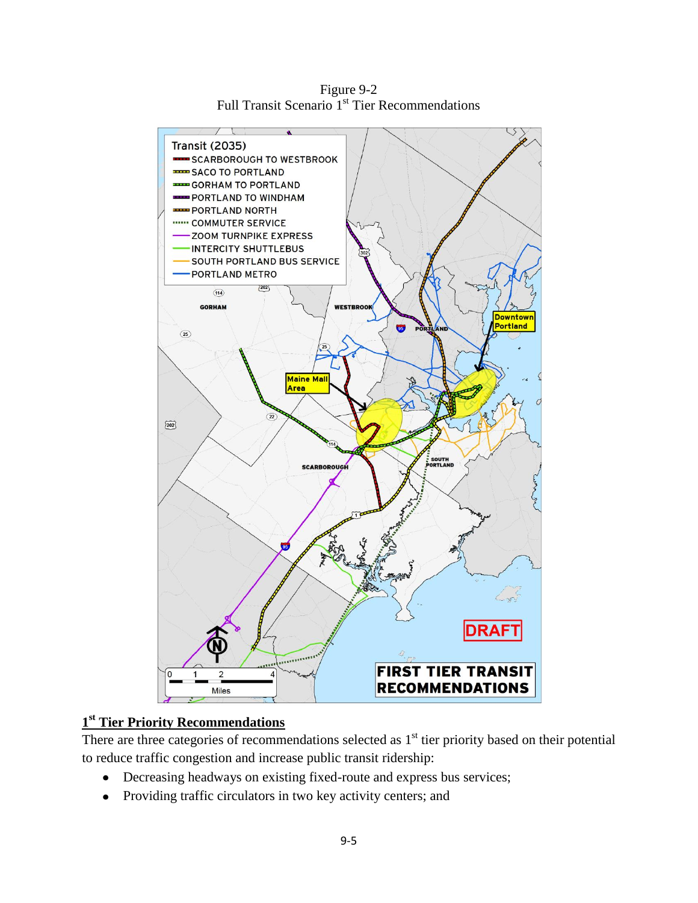Figure 9-2
Full Transit Scenario 1st Tier Recommendations

## 1st Tier Priority Recommendations

There are three categories of recommendations selected as 1st tier priority based on their potential to reduce traffic congestion and increase public transit ridership:

- Decreasing headways on existing fixed-route and express bus services;
- Providing traffic circulators in two key activity centers; and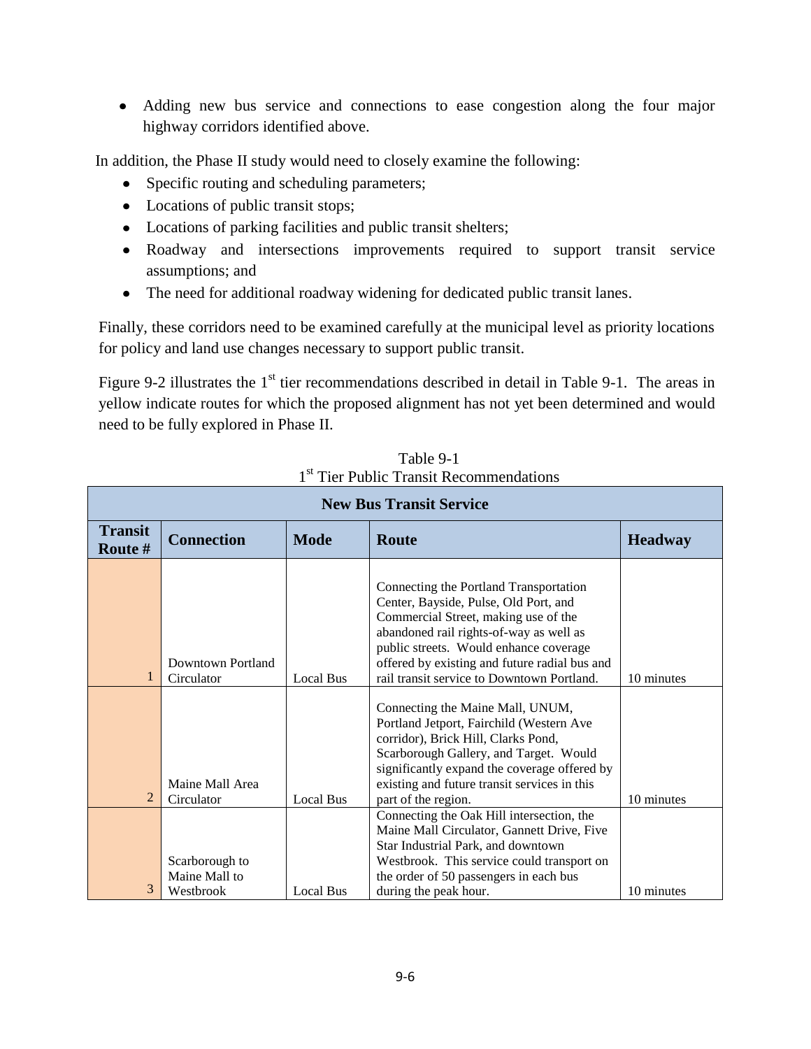- Adding new bus service and connections to ease congestion along the four major highway corridors identified above.

In addition, the Phase II study would need to closely examine the following:

- Specific routing and scheduling parameters;
- Locations of public transit stops;
- Locations of parking facilities and public transit shelters;
- Roadway and intersections improvements required to support transit service assumptions; and
- The need for additional roadway widening for dedicated public transit lanes.

Finally, these corridors need to be examined carefully at the municipal level as priority locations for policy and land use changes necessary to support public transit.

Figure 9-2 illustrates the 1st tier recommendations described in detail in Table 9-1. The areas in yellow indicate routes for which the proposed alignment has not yet been determined and would need to be fully explored in Phase II.

Table 9-1
1st Tier Public Transit Recommendations

| New Bus Transit Service | | | | |
|---|---|---|---|---|
| **Transit Route #** | **Connection** | **Mode** | **Route** | **Headway** |
| 1 | Downtown Portland Circulator | Local Bus | Connecting the Portland Transportation Center, Bayside, Pulse, Old Port, and Commercial Street, making use of the abandoned rail rights-of-way as well as public streets. Would enhance coverage offered by existing and future radial bus and rail transit service to Downtown Portland. | 10 minutes |
| 2 | Maine Mall Area Circulator | Local Bus | Connecting the Maine Mall, UNUM, Portland Jetport, Fairchild (Western Ave corridor), Brick Hill, Clarks Pond, Scarborough Gallery, and Target. Would significantly expand the coverage offered by existing and future transit services in this part of the region. | 10 minutes |
| 3 | Scarborough to Maine Mall to Westbrook | Local Bus | Connecting the Oak Hill intersection, the Maine Mall Circulator, Gannett Drive, Five Star Industrial Park, and downtown Westbrook. This service could transport on the order of 50 passengers in each bus during the peak hour. | 10 minutes |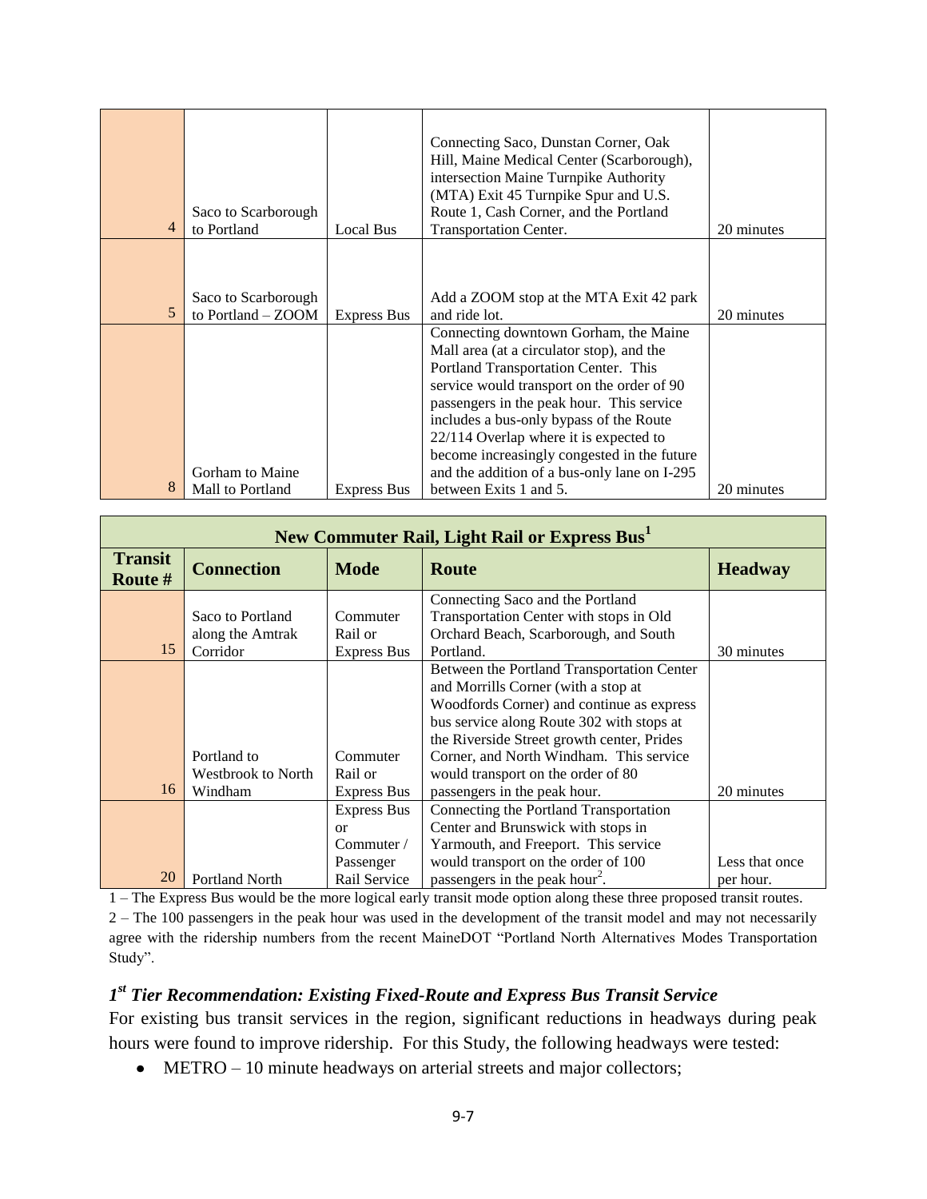| | | | | |
|---|---|---|---|---|
| 4 | Saco to Scarborough to Portland | Local Bus | Connecting Saco, Dunstan Corner, Oak Hill, Maine Medical Center (Scarborough), intersection Maine Turnpike Authority (MTA) Exit 45 Turnpike Spur and U.S. Route 1, Cash Corner, and the Portland Transportation Center. | 20 minutes |
| 5 | Saco to Scarborough to Portland – ZOOM | Express Bus | Add a ZOOM stop at the MTA Exit 42 park and ride lot. | 20 minutes |
| 8 | Gorham to Maine Mall to Portland | Express Bus | Connecting downtown Gorham, the Maine Mall area (at a circulator stop), and the Portland Transportation Center. This service would transport on the order of 90 passengers in the peak hour. This service includes a bus-only bypass of the Route 22/114 Overlap where it is expected to become increasingly congested in the future and the addition of a bus-only lane on I-295 between Exits 1 and 5. | 20 minutes |

| New Commuter Rail, Light Rail or Express Bus[1] | | | | |
|---|---|---|---|---|
| **Transit Route #** | **Connection** | **Mode** | **Route** | **Headway** |
| 15 | Saco to Portland along the Amtrak Corridor | Commuter Rail or Express Bus | Connecting Saco and the Portland Transportation Center with stops in Old Orchard Beach, Scarborough, and South Portland. | 30 minutes |
| 16 | Portland to Westbrook to North Windham | Commuter Rail or Express Bus | Between the Portland Transportation Center and Morrills Corner (with a stop at Woodfords Corner) and continue as express bus service along Route 302 with stops at the Riverside Street growth center, Prides Corner, and North Windham. This service would transport on the order of 80 passengers in the peak hour. | 20 minutes |
| 20 | Portland North | Express Bus or Commuter / Passenger Rail Service | Connecting the Portland Transportation Center and Brunswick with stops in Yarmouth, and Freeport. This service would transport on the order of 100 passengers in the peak hour[2]. | Less that once per hour. |

1 – The Express Bus would be the more logical early transit mode option along these three proposed transit routes.

2 – The 100 passengers in the peak hour was used in the development of the transit model and may not necessarily agree with the ridership numbers from the recent MaineDOT "Portland North Alternatives Modes Transportation Study".

### *1st Tier Recommendation: Existing Fixed-Route and Express Bus Transit Service*

For existing bus transit services in the region, significant reductions in headways during peak hours were found to improve ridership. For this Study, the following headways were tested:

- METRO – 10 minute headways on arterial streets and major collectors;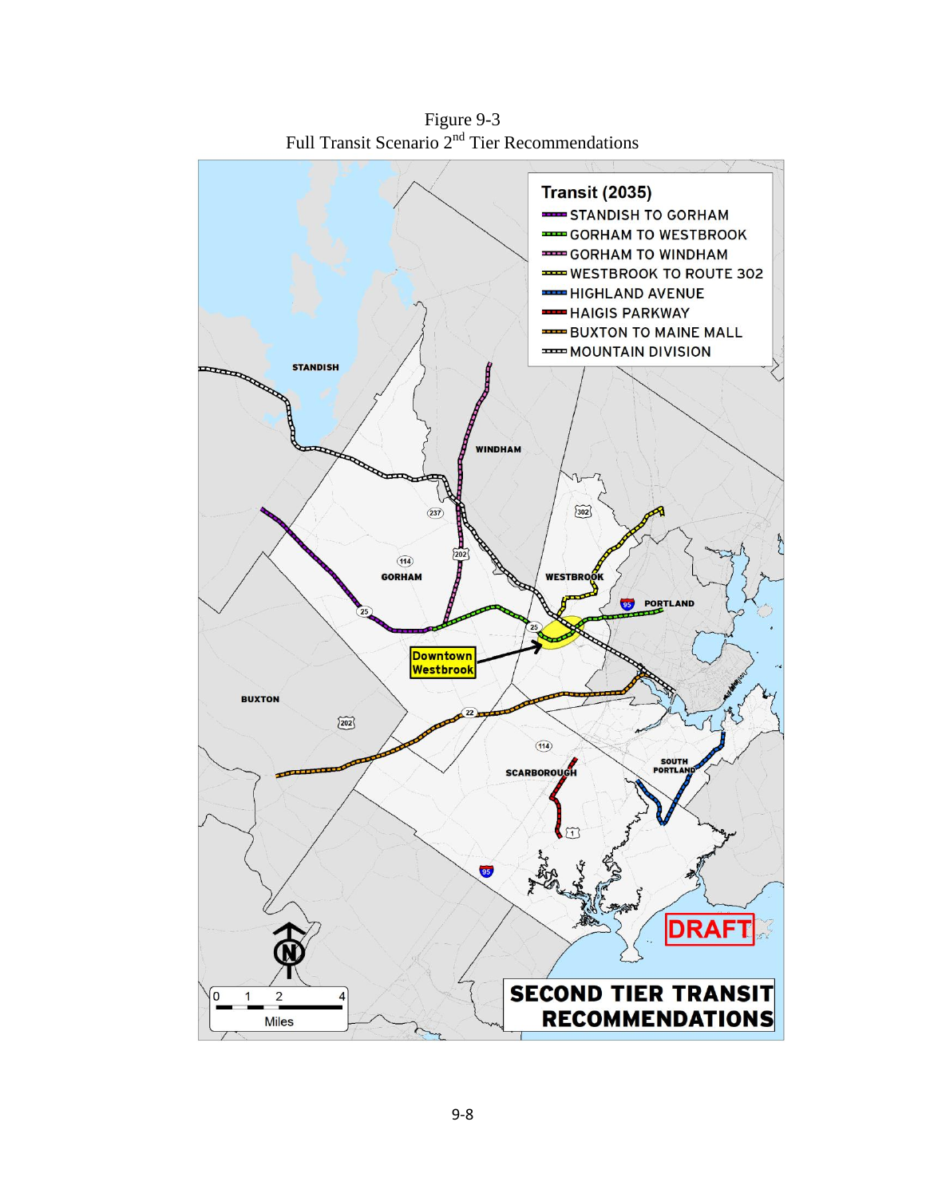Figure 9-3
Full Transit Scenario 2nd Tier Recommendations

**Transit (2035)**

- STANDISH TO GORHAM
- GORHAM TO WESTBROOK
- GORHAM TO WINDHAM
- WESTBROOK TO ROUTE 302
- HIGHLAND AVENUE
- HAIGIS PARKWAY
- BUXTON TO MAINE MALL
- MOUNTAIN DIVISION

STANDISH

WINDHAM

GORHAM

WESTBROOK

PORTLAND

Downtown Westbrook

BUXTON

SCARBOROUGH

SOUTH PORTLAND

DRAFT

0 1 2 4
Miles

**SECOND TIER TRANSIT RECOMMENDATIONS**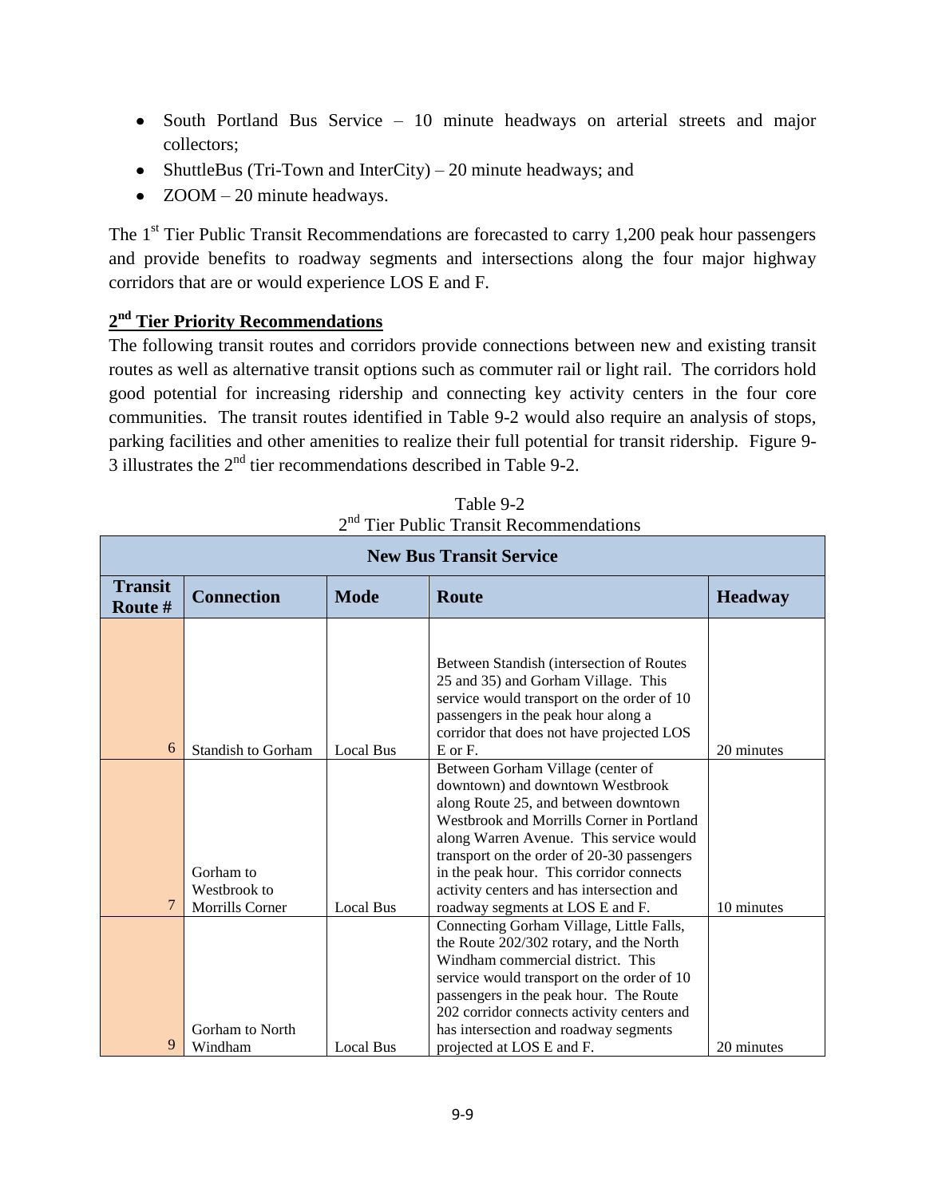- South Portland Bus Service – 10 minute headways on arterial streets and major collectors;
- ShuttleBus (Tri-Town and InterCity) – 20 minute headways; and
- ZOOM – 20 minute headways.

The 1st Tier Public Transit Recommendations are forecasted to carry 1,200 peak hour passengers and provide benefits to roadway segments and intersections along the four major highway corridors that are or would experience LOS E and F.

**2nd Tier Priority Recommendations**

The following transit routes and corridors provide connections between new and existing transit routes as well as alternative transit options such as commuter rail or light rail. The corridors hold good potential for increasing ridership and connecting key activity centers in the four core communities. The transit routes identified in Table 9-2 would also require an analysis of stops, parking facilities and other amenities to realize their full potential for transit ridership. Figure 9-3 illustrates the 2nd tier recommendations described in Table 9-2.

Table 9-2
2nd Tier Public Transit Recommendations

| New Bus Transit Service | | | | |
|---|---|---|---|---|
| **Transit Route #** | **Connection** | **Mode** | **Route** | **Headway** |
| 6 | Standish to Gorham | Local Bus | Between Standish (intersection of Routes 25 and 35) and Gorham Village. This service would transport on the order of 10 passengers in the peak hour along a corridor that does not have projected LOS E or F. | 20 minutes |
| 7 | Gorham to Westbrook to Morrills Corner | Local Bus | Between Gorham Village (center of downtown) and downtown Westbrook along Route 25, and between downtown Westbrook and Morrills Corner in Portland along Warren Avenue. This service would transport on the order of 20-30 passengers in the peak hour. This corridor connects activity centers and has intersection and roadway segments at LOS E and F. | 10 minutes |
| 9 | Gorham to North Windham | Local Bus | Connecting Gorham Village, Little Falls, the Route 202/302 rotary, and the North Windham commercial district. This service would transport on the order of 10 passengers in the peak hour. The Route 202 corridor connects activity centers and has intersection and roadway segments projected at LOS E and F. | 20 minutes |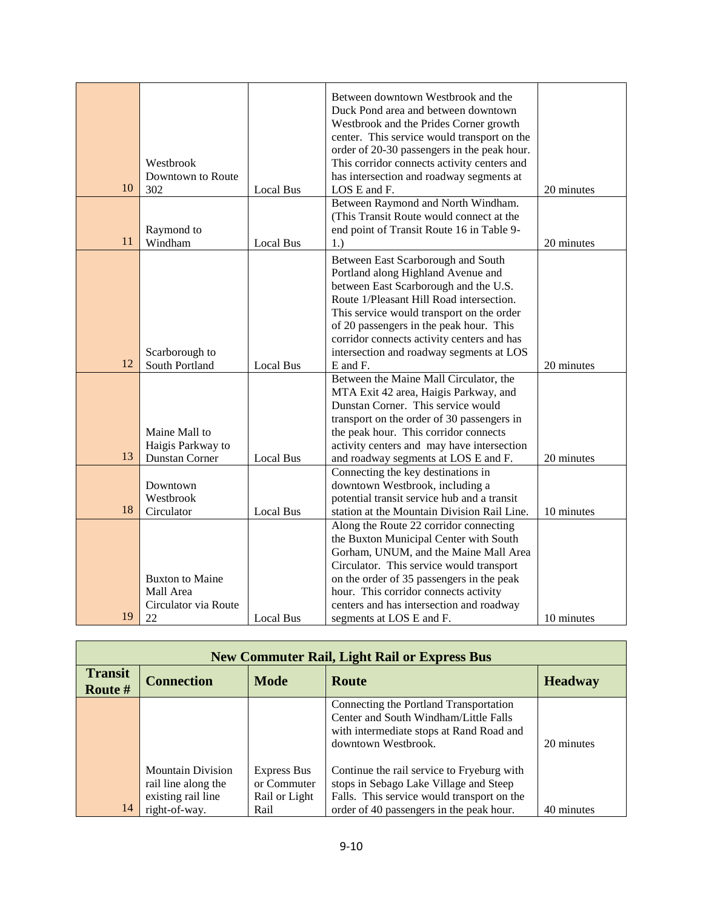| | | | | |
|---|---|---|---|---|
| 10 | Westbrook Downtown to Route 302 | Local Bus | Between downtown Westbrook and the Duck Pond area and between downtown Westbrook and the Prides Corner growth center. This service would transport on the order of 20-30 passengers in the peak hour. This corridor connects activity centers and has intersection and roadway segments at LOS E and F. | 20 minutes |
| 11 | Raymond to Windham | Local Bus | Between Raymond and North Windham. (This Transit Route would connect at the end point of Transit Route 16 in Table 9-1.) | 20 minutes |
| 12 | Scarborough to South Portland | Local Bus | Between East Scarborough and South Portland along Highland Avenue and between East Scarborough and the U.S. Route 1/Pleasant Hill Road intersection. This service would transport on the order of 20 passengers in the peak hour. This corridor connects activity centers and has intersection and roadway segments at LOS E and F. | 20 minutes |
| 13 | Maine Mall to Haigis Parkway to Dunstan Corner | Local Bus | Between the Maine Mall Circulator, the MTA Exit 42 area, Haigis Parkway, and Dunstan Corner. This service would transport on the order of 30 passengers in the peak hour. This corridor connects activity centers and may have intersection and roadway segments at LOS E and F. | 20 minutes |
| 18 | Downtown Westbrook Circulator | Local Bus | Connecting the key destinations in downtown Westbrook, including a potential transit service hub and a transit station at the Mountain Division Rail Line. | 10 minutes |
| 19 | Buxton to Maine Mall Area Circulator via Route 22 | Local Bus | Along the Route 22 corridor connecting the Buxton Municipal Center with South Gorham, UNUM, and the Maine Mall Area Circulator. This service would transport on the order of 35 passengers in the peak hour. This corridor connects activity centers and has intersection and roadway segments at LOS E and F. | 10 minutes |

| New Commuter Rail, Light Rail or Express Bus | | | | |
|---|---|---|---|---|
| **Transit Route #** | **Connection** | **Mode** | **Route** | **Headway** |
| 14 | Mountain Division rail line along the existing rail line right-of-way. | Express Bus or Commuter Rail or Light Rail | Connecting the Portland Transportation Center and South Windham/Little Falls with intermediate stops at Rand Road and downtown Westbrook. | 20 minutes |
| | | | Continue the rail service to Fryeburg with stops in Sebago Lake Village and Steep Falls. This service would transport on the order of 40 passengers in the peak hour. | 40 minutes |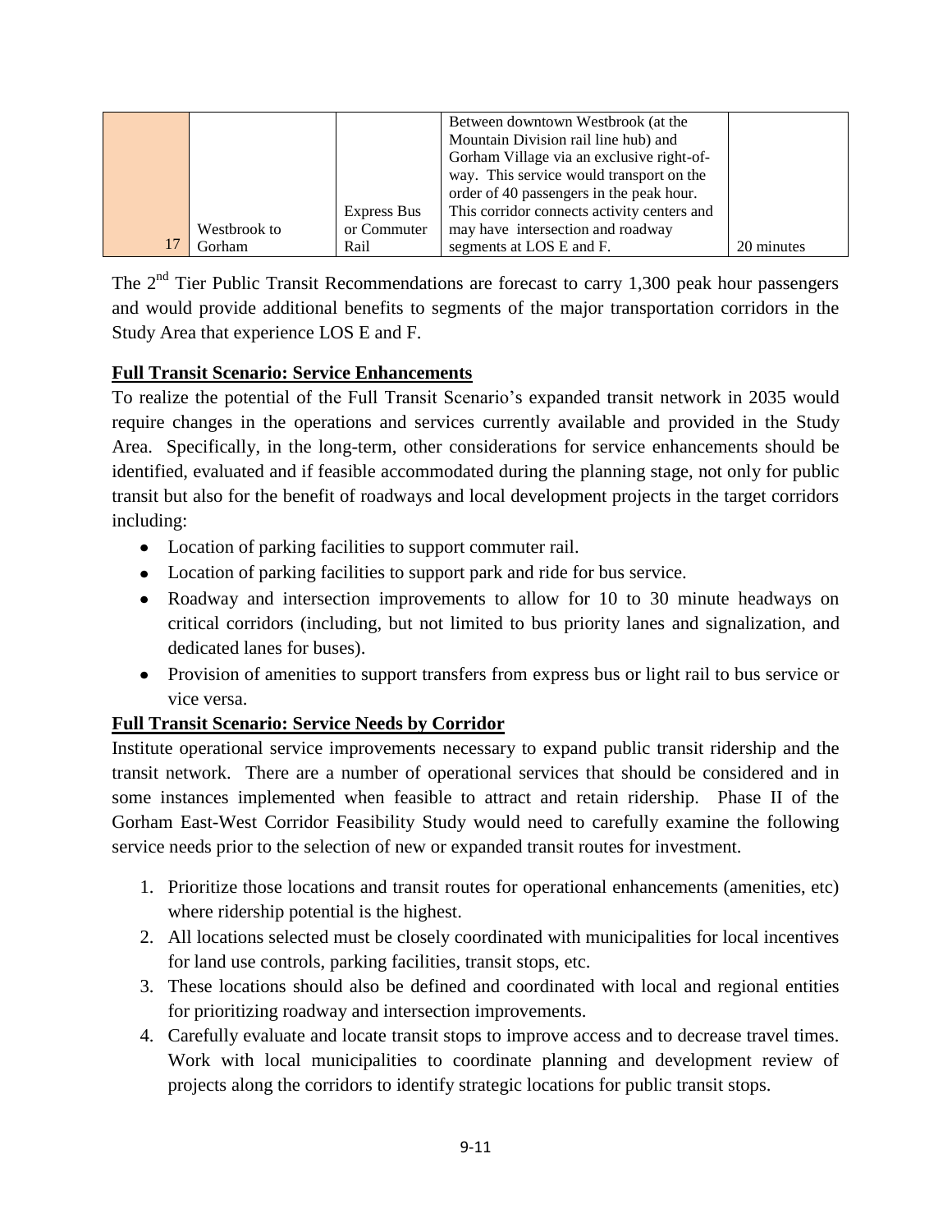| | | | | |
|---|---|---|---|---|
| 17 | Westbrook to Gorham | Express Bus or Commuter Rail | Between downtown Westbrook (at the Mountain Division rail line hub) and Gorham Village via an exclusive right-of-way. This service would transport on the order of 40 passengers in the peak hour. This corridor connects activity centers and may have intersection and roadway segments at LOS E and F. | 20 minutes |

The 2nd Tier Public Transit Recommendations are forecast to carry 1,300 peak hour passengers and would provide additional benefits to segments of the major transportation corridors in the Study Area that experience LOS E and F.

**Full Transit Scenario: Service Enhancements**

To realize the potential of the Full Transit Scenario's expanded transit network in 2035 would require changes in the operations and services currently available and provided in the Study Area. Specifically, in the long-term, other considerations for service enhancements should be identified, evaluated and if feasible accommodated during the planning stage, not only for public transit but also for the benefit of roadways and local development projects in the target corridors including:

- Location of parking facilities to support commuter rail.
- Location of parking facilities to support park and ride for bus service.
- Roadway and intersection improvements to allow for 10 to 30 minute headways on critical corridors (including, but not limited to bus priority lanes and signalization, and dedicated lanes for buses).
- Provision of amenities to support transfers from express bus or light rail to bus service or vice versa.

**Full Transit Scenario: Service Needs by Corridor**

Institute operational service improvements necessary to expand public transit ridership and the transit network. There are a number of operational services that should be considered and in some instances implemented when feasible to attract and retain ridership. Phase II of the Gorham East-West Corridor Feasibility Study would need to carefully examine the following service needs prior to the selection of new or expanded transit routes for investment.

1. Prioritize those locations and transit routes for operational enhancements (amenities, etc) where ridership potential is the highest.
2. All locations selected must be closely coordinated with municipalities for local incentives for land use controls, parking facilities, transit stops, etc.
3. These locations should also be defined and coordinated with local and regional entities for prioritizing roadway and intersection improvements.
4. Carefully evaluate and locate transit stops to improve access and to decrease travel times. Work with local municipalities to coordinate planning and development review of projects along the corridors to identify strategic locations for public transit stops.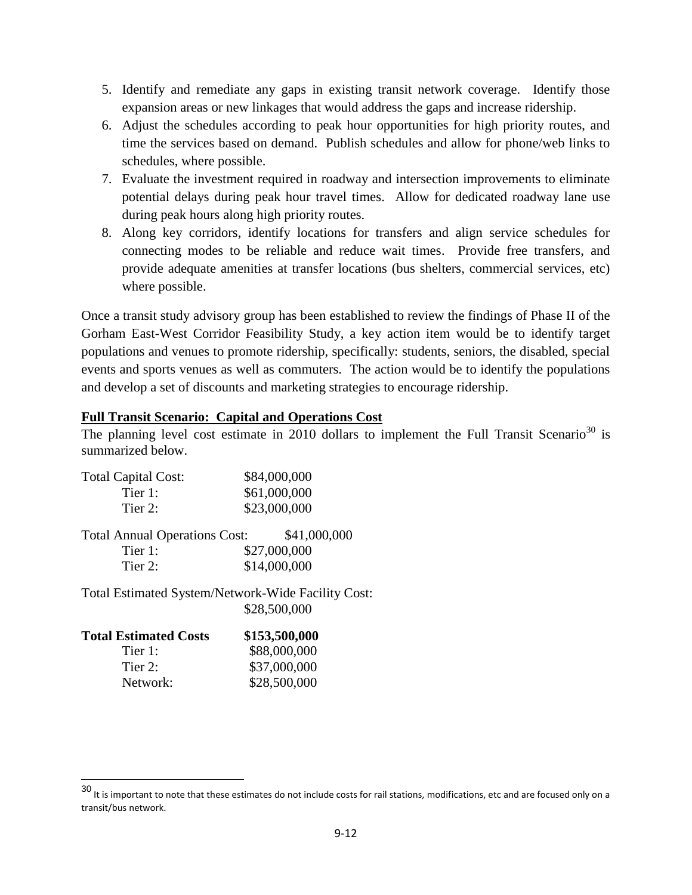5. Identify and remediate any gaps in existing transit network coverage. Identify those expansion areas or new linkages that would address the gaps and increase ridership.
6. Adjust the schedules according to peak hour opportunities for high priority routes, and time the services based on demand. Publish schedules and allow for phone/web links to schedules, where possible.
7. Evaluate the investment required in roadway and intersection improvements to eliminate potential delays during peak hour travel times. Allow for dedicated roadway lane use during peak hours along high priority routes.
8. Along key corridors, identify locations for transfers and align service schedules for connecting modes to be reliable and reduce wait times. Provide free transfers, and provide adequate amenities at transfer locations (bus shelters, commercial services, etc) where possible.

Once a transit study advisory group has been established to review the findings of Phase II of the Gorham East-West Corridor Feasibility Study, a key action item would be to identify target populations and venues to promote ridership, specifically: students, seniors, the disabled, special events and sports venues as well as commuters. The action would be to identify the populations and develop a set of discounts and marketing strategies to encourage ridership.

**Full Transit Scenario: Capital and Operations Cost**

The planning level cost estimate in 2010 dollars to implement the Full Transit Scenario[30] is summarized below.

Total Capital Cost: $84,000,000
- Tier 1: $61,000,000
- Tier 2: $23,000,000

Total Annual Operations Cost: $41,000,000
- Tier 1: $27,000,000
- Tier 2: $14,000,000

Total Estimated System/Network-Wide Facility Cost: $28,500,000

**Total Estimated Costs** **$153,500,000**
- Tier 1: $88,000,000
- Tier 2: $37,000,000
- Network: $28,500,000

---

[30] It is important to note that these estimates do not include costs for rail stations, modifications, etc and are focused only on a transit/bus network.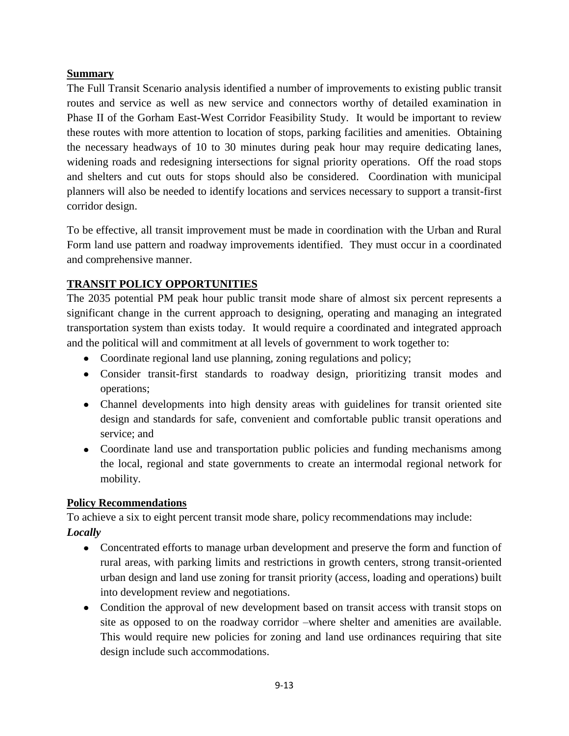## Summary

The Full Transit Scenario analysis identified a number of improvements to existing public transit routes and service as well as new service and connectors worthy of detailed examination in Phase II of the Gorham East-West Corridor Feasibility Study. It would be important to review these routes with more attention to location of stops, parking facilities and amenities. Obtaining the necessary headways of 10 to 30 minutes during peak hour may require dedicating lanes, widening roads and redesigning intersections for signal priority operations. Off the road stops and shelters and cut outs for stops should also be considered. Coordination with municipal planners will also be needed to identify locations and services necessary to support a transit-first corridor design.

To be effective, all transit improvement must be made in coordination with the Urban and Rural Form land use pattern and roadway improvements identified. They must occur in a coordinated and comprehensive manner.

## TRANSIT POLICY OPPORTUNITIES

The 2035 potential PM peak hour public transit mode share of almost six percent represents a significant change in the current approach to designing, operating and managing an integrated transportation system than exists today. It would require a coordinated and integrated approach and the political will and commitment at all levels of government to work together to:

- Coordinate regional land use planning, zoning regulations and policy;
- Consider transit-first standards to roadway design, prioritizing transit modes and operations;
- Channel developments into high density areas with guidelines for transit oriented site design and standards for safe, convenient and comfortable public transit operations and service; and
- Coordinate land use and transportation public policies and funding mechanisms among the local, regional and state governments to create an intermodal regional network for mobility.

### Policy Recommendations

To achieve a six to eight percent transit mode share, policy recommendations may include:

***Locally***

- Concentrated efforts to manage urban development and preserve the form and function of rural areas, with parking limits and restrictions in growth centers, strong transit-oriented urban design and land use zoning for transit priority (access, loading and operations) built into development review and negotiations.
- Condition the approval of new development based on transit access with transit stops on site as opposed to on the roadway corridor –where shelter and amenities are available. This would require new policies for zoning and land use ordinances requiring that site design include such accommodations.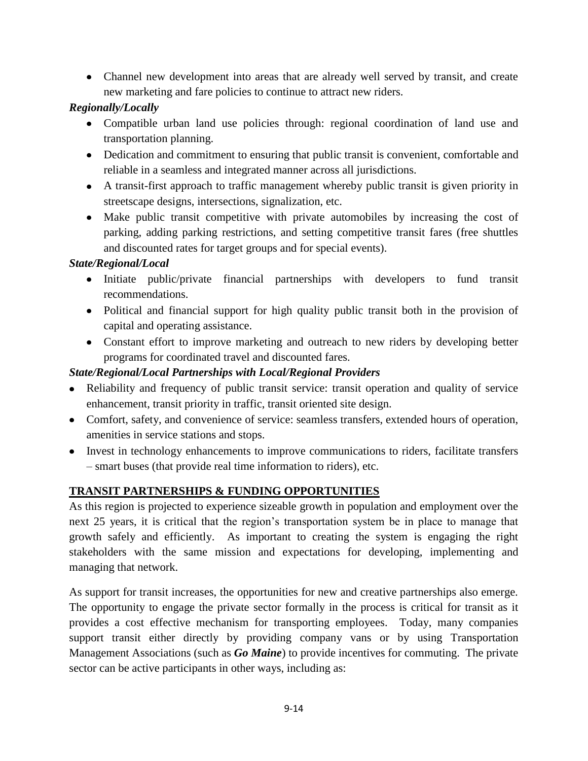- Channel new development into areas that are already well served by transit, and create new marketing and fare policies to continue to attract new riders.

***Regionally/Locally***

- Compatible urban land use policies through: regional coordination of land use and transportation planning.
- Dedication and commitment to ensuring that public transit is convenient, comfortable and reliable in a seamless and integrated manner across all jurisdictions.
- A transit-first approach to traffic management whereby public transit is given priority in streetscape designs, intersections, signalization, etc.
- Make public transit competitive with private automobiles by increasing the cost of parking, adding parking restrictions, and setting competitive transit fares (free shuttles and discounted rates for target groups and for special events).

***State/Regional/Local***

- Initiate public/private financial partnerships with developers to fund transit recommendations.
- Political and financial support for high quality public transit both in the provision of capital and operating assistance.
- Constant effort to improve marketing and outreach to new riders by developing better programs for coordinated travel and discounted fares.

***State/Regional/Local Partnerships with Local/Regional Providers***

- Reliability and frequency of public transit service: transit operation and quality of service enhancement, transit priority in traffic, transit oriented site design.
- Comfort, safety, and convenience of service: seamless transfers, extended hours of operation, amenities in service stations and stops.
- Invest in technology enhancements to improve communications to riders, facilitate transfers – smart buses (that provide real time information to riders), etc.

## TRANSIT PARTNERSHIPS & FUNDING OPPORTUNITIES

As this region is projected to experience sizeable growth in population and employment over the next 25 years, it is critical that the region's transportation system be in place to manage that growth safely and efficiently. As important to creating the system is engaging the right stakeholders with the same mission and expectations for developing, implementing and managing that network.

As support for transit increases, the opportunities for new and creative partnerships also emerge. The opportunity to engage the private sector formally in the process is critical for transit as it provides a cost effective mechanism for transporting employees. Today, many companies support transit either directly by providing company vans or by using Transportation Management Associations (such as ***Go Maine***) to provide incentives for commuting. The private sector can be active participants in other ways, including as: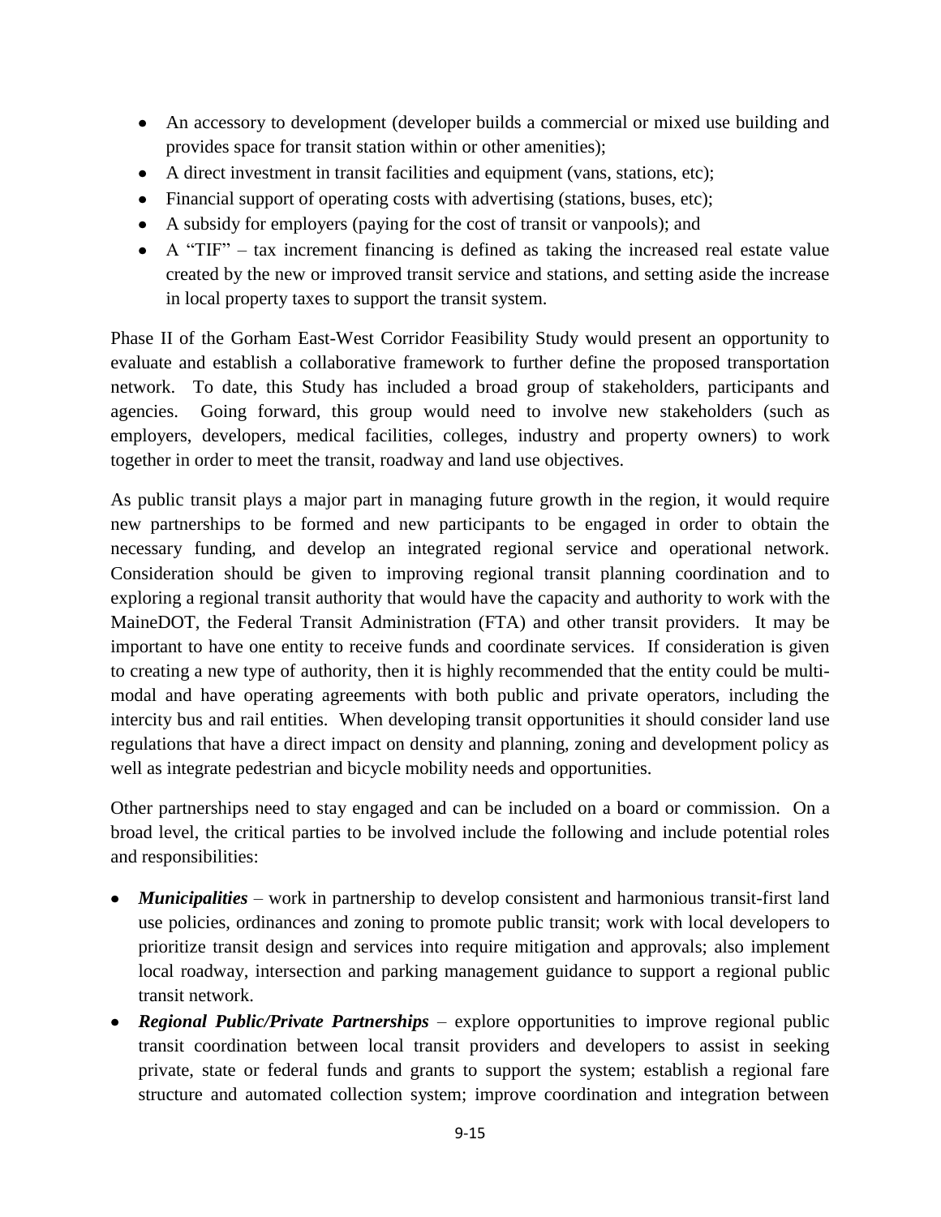- An accessory to development (developer builds a commercial or mixed use building and provides space for transit station within or other amenities);
- A direct investment in transit facilities and equipment (vans, stations, etc);
- Financial support of operating costs with advertising (stations, buses, etc);
- A subsidy for employers (paying for the cost of transit or vanpools); and
- A "TIF" – tax increment financing is defined as taking the increased real estate value created by the new or improved transit service and stations, and setting aside the increase in local property taxes to support the transit system.

Phase II of the Gorham East-West Corridor Feasibility Study would present an opportunity to evaluate and establish a collaborative framework to further define the proposed transportation network. To date, this Study has included a broad group of stakeholders, participants and agencies. Going forward, this group would need to involve new stakeholders (such as employers, developers, medical facilities, colleges, industry and property owners) to work together in order to meet the transit, roadway and land use objectives.

As public transit plays a major part in managing future growth in the region, it would require new partnerships to be formed and new participants to be engaged in order to obtain the necessary funding, and develop an integrated regional service and operational network. Consideration should be given to improving regional transit planning coordination and to exploring a regional transit authority that would have the capacity and authority to work with the MaineDOT, the Federal Transit Administration (FTA) and other transit providers. It may be important to have one entity to receive funds and coordinate services. If consideration is given to creating a new type of authority, then it is highly recommended that the entity could be multi-modal and have operating agreements with both public and private operators, including the intercity bus and rail entities. When developing transit opportunities it should consider land use regulations that have a direct impact on density and planning, zoning and development policy as well as integrate pedestrian and bicycle mobility needs and opportunities.

Other partnerships need to stay engaged and can be included on a board or commission. On a broad level, the critical parties to be involved include the following and include potential roles and responsibilities:

- ***Municipalities*** – work in partnership to develop consistent and harmonious transit-first land use policies, ordinances and zoning to promote public transit; work with local developers to prioritize transit design and services into require mitigation and approvals; also implement local roadway, intersection and parking management guidance to support a regional public transit network.
- ***Regional Public/Private Partnerships*** – explore opportunities to improve regional public transit coordination between local transit providers and developers to assist in seeking private, state or federal funds and grants to support the system; establish a regional fare structure and automated collection system; improve coordination and integration between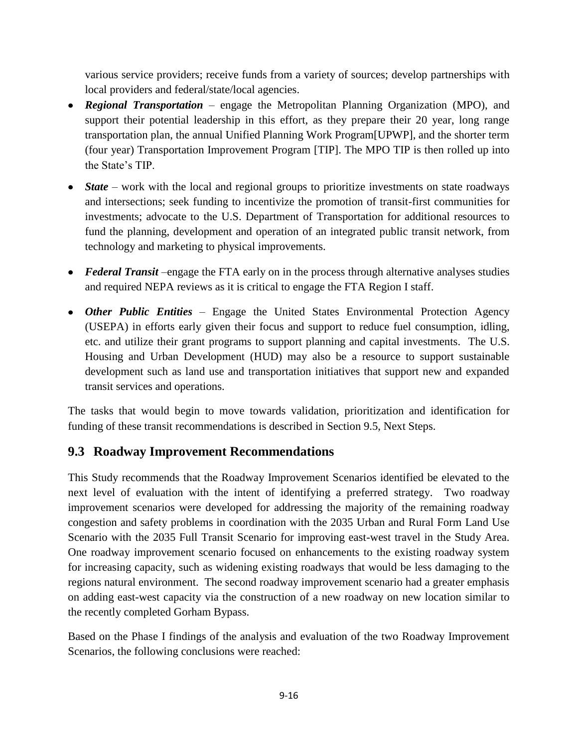various service providers; receive funds from a variety of sources; develop partnerships with local providers and federal/state/local agencies.

- ***Regional Transportation*** – engage the Metropolitan Planning Organization (MPO), and support their potential leadership in this effort, as they prepare their 20 year, long range transportation plan, the annual Unified Planning Work Program[UPWP], and the shorter term (four year) Transportation Improvement Program [TIP]. The MPO TIP is then rolled up into the State's TIP.
- ***State*** – work with the local and regional groups to prioritize investments on state roadways and intersections; seek funding to incentivize the promotion of transit-first communities for investments; advocate to the U.S. Department of Transportation for additional resources to fund the planning, development and operation of an integrated public transit network, from technology and marketing to physical improvements.
- ***Federal Transit*** –engage the FTA early on in the process through alternative analyses studies and required NEPA reviews as it is critical to engage the FTA Region I staff.
- ***Other Public Entities*** – Engage the United States Environmental Protection Agency (USEPA) in efforts early given their focus and support to reduce fuel consumption, idling, etc. and utilize their grant programs to support planning and capital investments. The U.S. Housing and Urban Development (HUD) may also be a resource to support sustainable development such as land use and transportation initiatives that support new and expanded transit services and operations.

The tasks that would begin to move towards validation, prioritization and identification for funding of these transit recommendations is described in Section 9.5, Next Steps.

## 9.3 Roadway Improvement Recommendations

This Study recommends that the Roadway Improvement Scenarios identified be elevated to the next level of evaluation with the intent of identifying a preferred strategy. Two roadway improvement scenarios were developed for addressing the majority of the remaining roadway congestion and safety problems in coordination with the 2035 Urban and Rural Form Land Use Scenario with the 2035 Full Transit Scenario for improving east-west travel in the Study Area. One roadway improvement scenario focused on enhancements to the existing roadway system for increasing capacity, such as widening existing roadways that would be less damaging to the regions natural environment. The second roadway improvement scenario had a greater emphasis on adding east-west capacity via the construction of a new roadway on new location similar to the recently completed Gorham Bypass.

Based on the Phase I findings of the analysis and evaluation of the two Roadway Improvement Scenarios, the following conclusions were reached: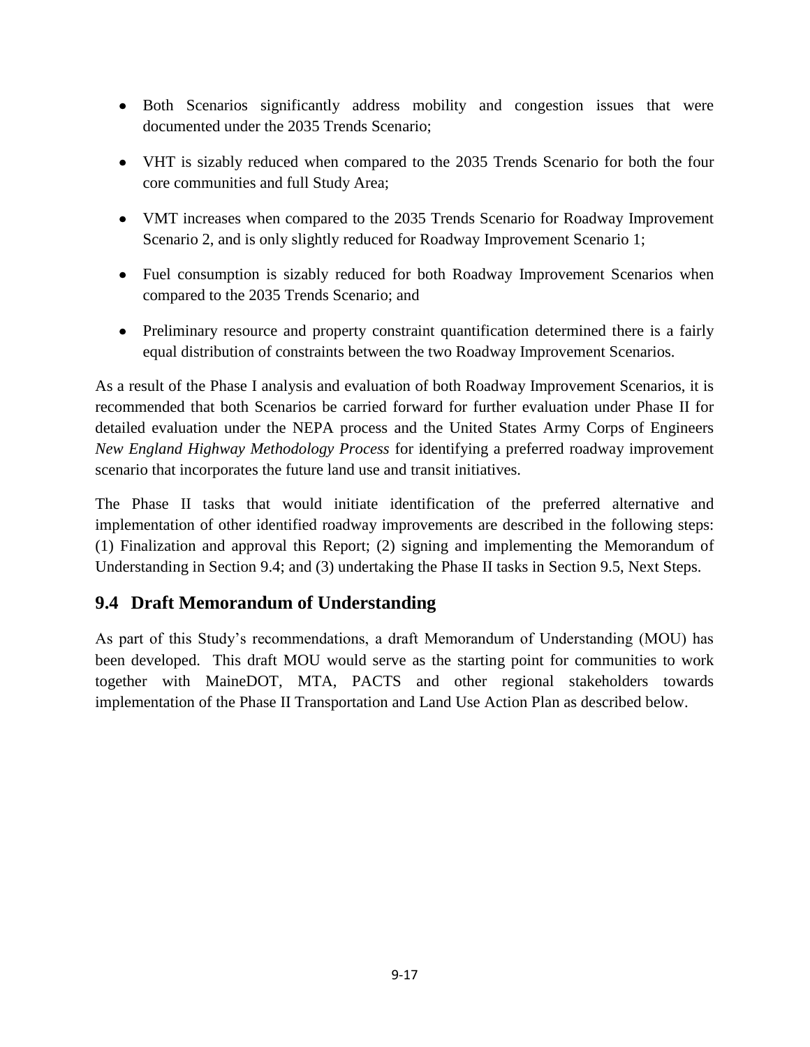- Both Scenarios significantly address mobility and congestion issues that were documented under the 2035 Trends Scenario;
- VHT is sizably reduced when compared to the 2035 Trends Scenario for both the four core communities and full Study Area;
- VMT increases when compared to the 2035 Trends Scenario for Roadway Improvement Scenario 2, and is only slightly reduced for Roadway Improvement Scenario 1;
- Fuel consumption is sizably reduced for both Roadway Improvement Scenarios when compared to the 2035 Trends Scenario; and
- Preliminary resource and property constraint quantification determined there is a fairly equal distribution of constraints between the two Roadway Improvement Scenarios.

As a result of the Phase I analysis and evaluation of both Roadway Improvement Scenarios, it is recommended that both Scenarios be carried forward for further evaluation under Phase II for detailed evaluation under the NEPA process and the United States Army Corps of Engineers *New England Highway Methodology Process* for identifying a preferred roadway improvement scenario that incorporates the future land use and transit initiatives.

The Phase II tasks that would initiate identification of the preferred alternative and implementation of other identified roadway improvements are described in the following steps: (1) Finalization and approval this Report; (2) signing and implementing the Memorandum of Understanding in Section 9.4; and (3) undertaking the Phase II tasks in Section 9.5, Next Steps.

## 9.4 Draft Memorandum of Understanding

As part of this Study's recommendations, a draft Memorandum of Understanding (MOU) has been developed. This draft MOU would serve as the starting point for communities to work together with MaineDOT, MTA, PACTS and other regional stakeholders towards implementation of the Phase II Transportation and Land Use Action Plan as described below.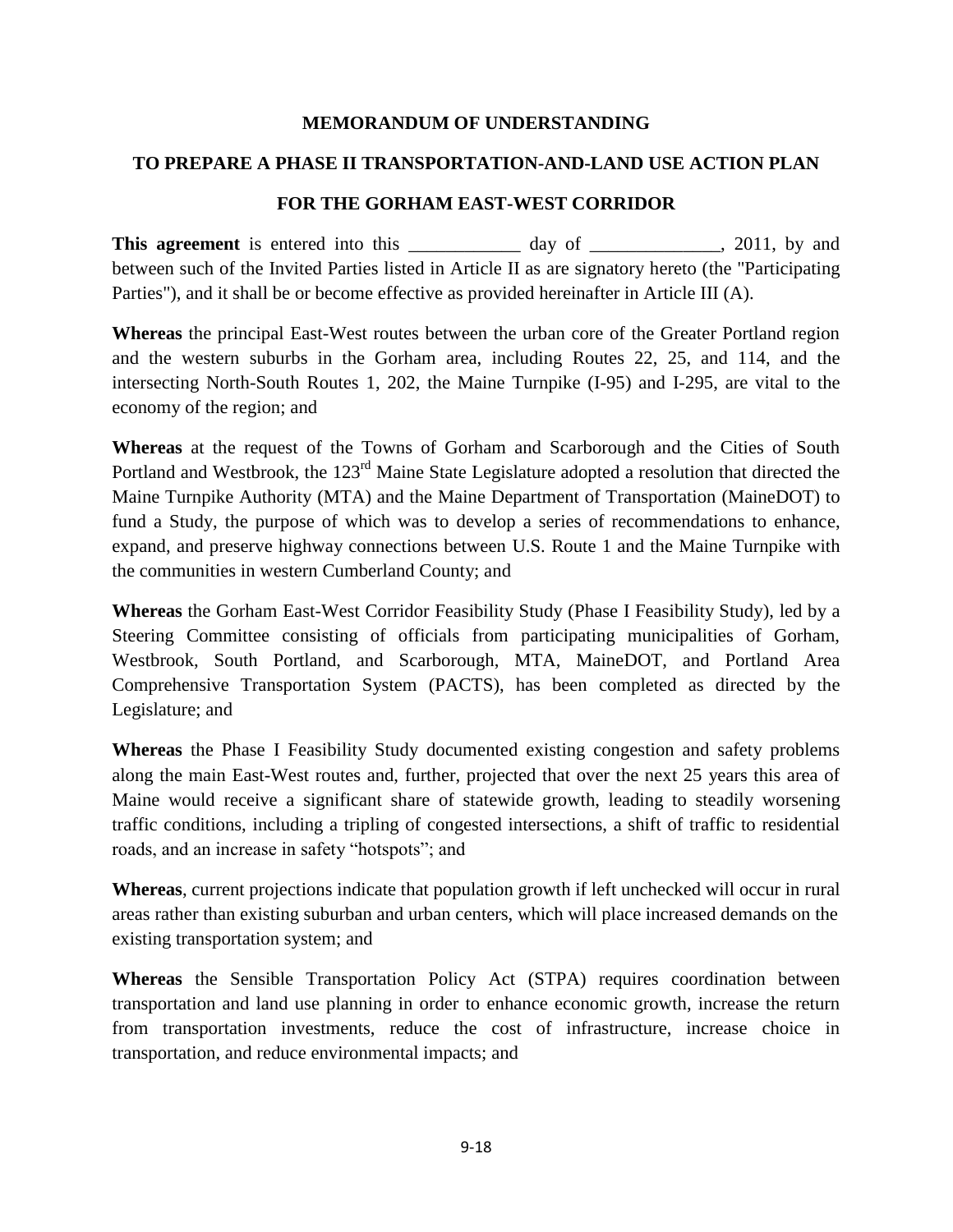**MEMORANDUM OF UNDERSTANDING**

**TO PREPARE A PHASE II TRANSPORTATION-AND-LAND USE ACTION PLAN**

**FOR THE GORHAM EAST-WEST CORRIDOR**

**This agreement** is entered into this ____________ day of ______________, 2011, by and between such of the Invited Parties listed in Article II as are signatory hereto (the "Participating Parties"), and it shall be or become effective as provided hereinafter in Article III (A).

**Whereas** the principal East-West routes between the urban core of the Greater Portland region and the western suburbs in the Gorham area, including Routes 22, 25, and 114, and the intersecting North-South Routes 1, 202, the Maine Turnpike (I-95) and I-295, are vital to the economy of the region; and

**Whereas** at the request of the Towns of Gorham and Scarborough and the Cities of South Portland and Westbrook, the 123rd Maine State Legislature adopted a resolution that directed the Maine Turnpike Authority (MTA) and the Maine Department of Transportation (MaineDOT) to fund a Study, the purpose of which was to develop a series of recommendations to enhance, expand, and preserve highway connections between U.S. Route 1 and the Maine Turnpike with the communities in western Cumberland County; and

**Whereas** the Gorham East-West Corridor Feasibility Study (Phase I Feasibility Study), led by a Steering Committee consisting of officials from participating municipalities of Gorham, Westbrook, South Portland, and Scarborough, MTA, MaineDOT, and Portland Area Comprehensive Transportation System (PACTS), has been completed as directed by the Legislature; and

**Whereas** the Phase I Feasibility Study documented existing congestion and safety problems along the main East-West routes and, further, projected that over the next 25 years this area of Maine would receive a significant share of statewide growth, leading to steadily worsening traffic conditions, including a tripling of congested intersections, a shift of traffic to residential roads, and an increase in safety "hotspots"; and

**Whereas**, current projections indicate that population growth if left unchecked will occur in rural areas rather than existing suburban and urban centers, which will place increased demands on the existing transportation system; and

**Whereas** the Sensible Transportation Policy Act (STPA) requires coordination between transportation and land use planning in order to enhance economic growth, increase the return from transportation investments, reduce the cost of infrastructure, increase choice in transportation, and reduce environmental impacts; and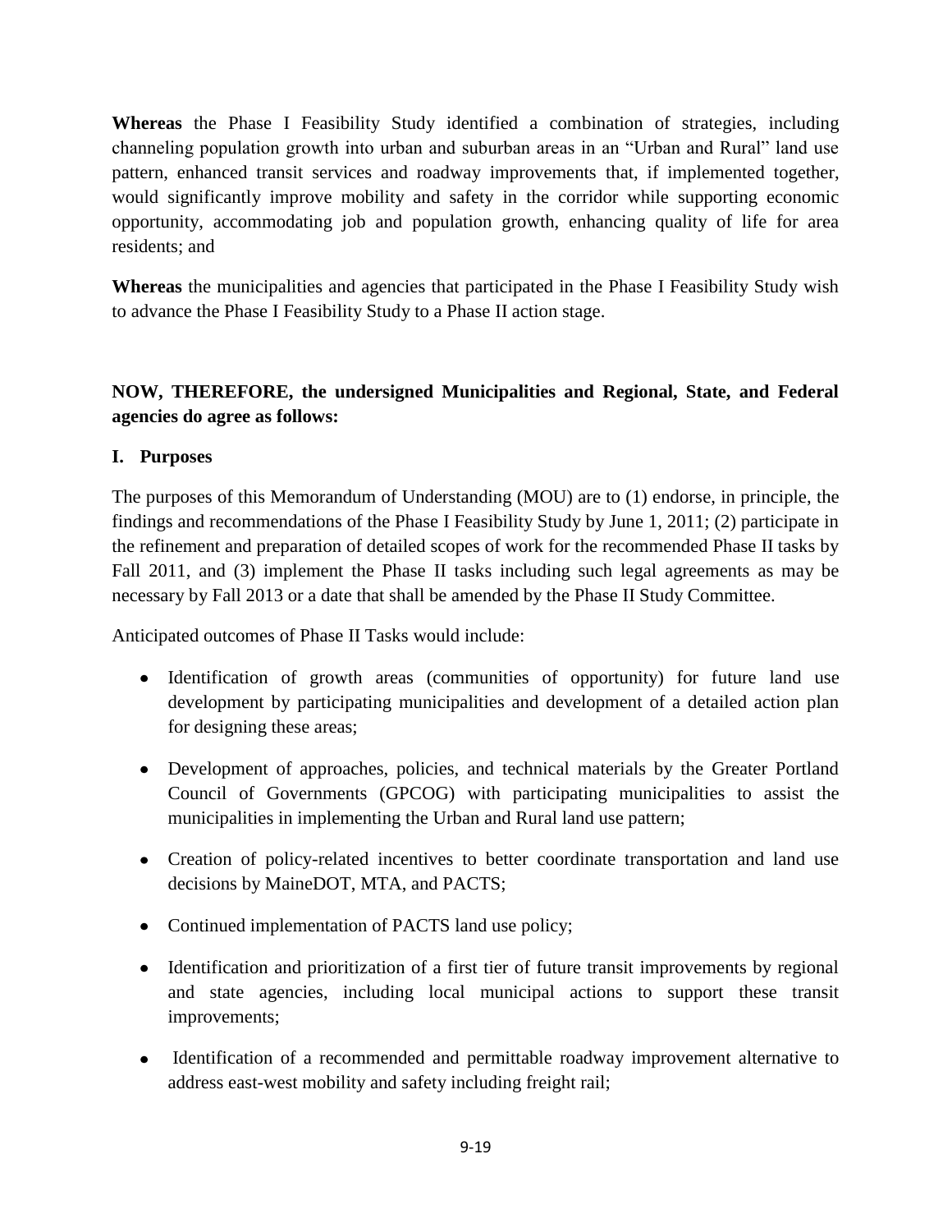**Whereas** the Phase I Feasibility Study identified a combination of strategies, including channeling population growth into urban and suburban areas in an "Urban and Rural" land use pattern, enhanced transit services and roadway improvements that, if implemented together, would significantly improve mobility and safety in the corridor while supporting economic opportunity, accommodating job and population growth, enhancing quality of life for area residents; and

**Whereas** the municipalities and agencies that participated in the Phase I Feasibility Study wish to advance the Phase I Feasibility Study to a Phase II action stage.

**NOW, THEREFORE, the undersigned Municipalities and Regional, State, and Federal agencies do agree as follows:**

## I. Purposes

The purposes of this Memorandum of Understanding (MOU) are to (1) endorse, in principle, the findings and recommendations of the Phase I Feasibility Study by June 1, 2011; (2) participate in the refinement and preparation of detailed scopes of work for the recommended Phase II tasks by Fall 2011, and (3) implement the Phase II tasks including such legal agreements as may be necessary by Fall 2013 or a date that shall be amended by the Phase II Study Committee.

Anticipated outcomes of Phase II Tasks would include:

- Identification of growth areas (communities of opportunity) for future land use development by participating municipalities and development of a detailed action plan for designing these areas;
- Development of approaches, policies, and technical materials by the Greater Portland Council of Governments (GPCOG) with participating municipalities to assist the municipalities in implementing the Urban and Rural land use pattern;
- Creation of policy-related incentives to better coordinate transportation and land use decisions by MaineDOT, MTA, and PACTS;
- Continued implementation of PACTS land use policy;
- Identification and prioritization of a first tier of future transit improvements by regional and state agencies, including local municipal actions to support these transit improvements;
- Identification of a recommended and permittable roadway improvement alternative to address east-west mobility and safety including freight rail;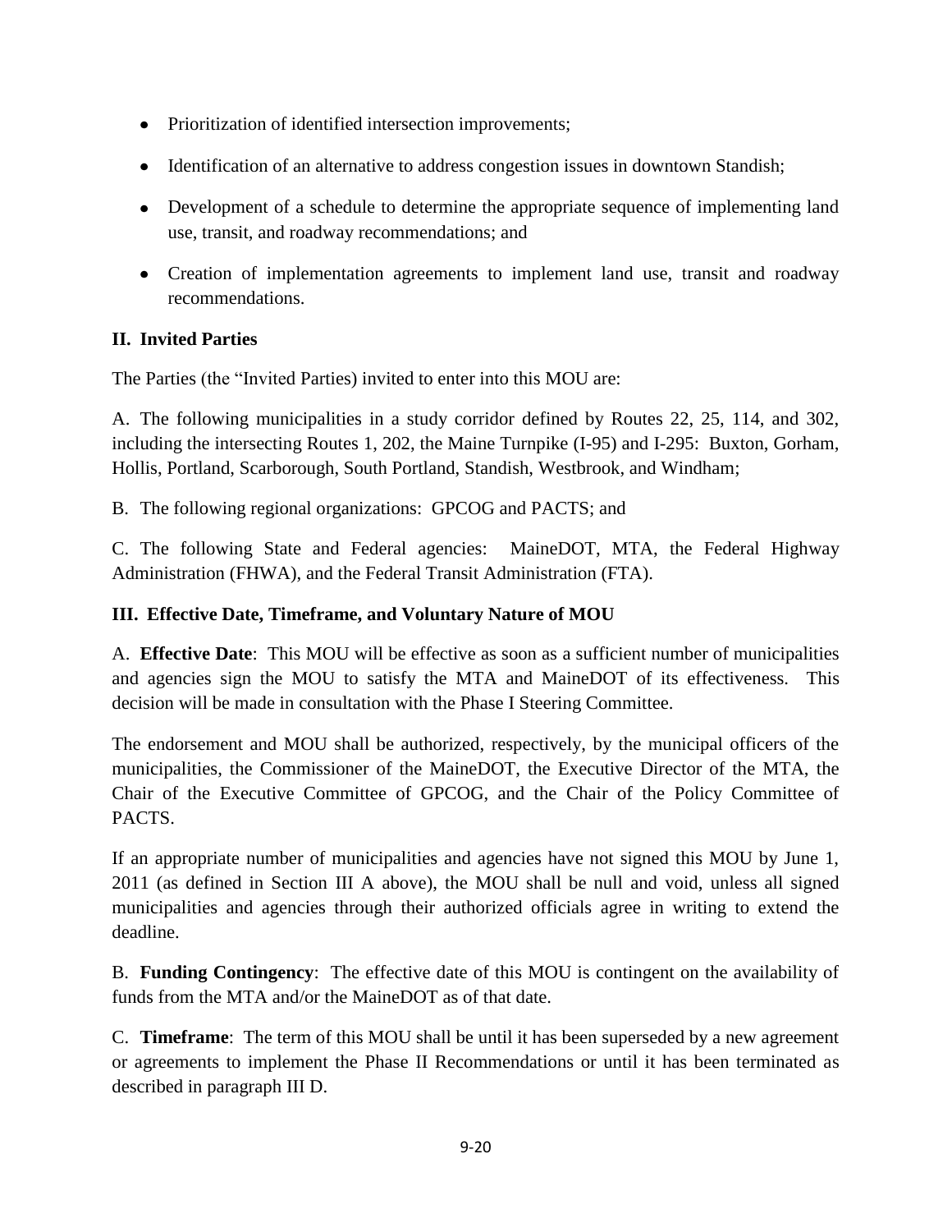- Prioritization of identified intersection improvements;
- Identification of an alternative to address congestion issues in downtown Standish;
- Development of a schedule to determine the appropriate sequence of implementing land use, transit, and roadway recommendations; and
- Creation of implementation agreements to implement land use, transit and roadway recommendations.

**II. Invited Parties**

The Parties (the "Invited Parties) invited to enter into this MOU are:

A. The following municipalities in a study corridor defined by Routes 22, 25, 114, and 302, including the intersecting Routes 1, 202, the Maine Turnpike (I-95) and I-295: Buxton, Gorham, Hollis, Portland, Scarborough, South Portland, Standish, Westbrook, and Windham;

B. The following regional organizations: GPCOG and PACTS; and

C. The following State and Federal agencies: MaineDOT, MTA, the Federal Highway Administration (FHWA), and the Federal Transit Administration (FTA).

**III. Effective Date, Timeframe, and Voluntary Nature of MOU**

A. **Effective Date**: This MOU will be effective as soon as a sufficient number of municipalities and agencies sign the MOU to satisfy the MTA and MaineDOT of its effectiveness. This decision will be made in consultation with the Phase I Steering Committee.

The endorsement and MOU shall be authorized, respectively, by the municipal officers of the municipalities, the Commissioner of the MaineDOT, the Executive Director of the MTA, the Chair of the Executive Committee of GPCOG, and the Chair of the Policy Committee of PACTS.

If an appropriate number of municipalities and agencies have not signed this MOU by June 1, 2011 (as defined in Section III A above), the MOU shall be null and void, unless all signed municipalities and agencies through their authorized officials agree in writing to extend the deadline.

B. **Funding Contingency**: The effective date of this MOU is contingent on the availability of funds from the MTA and/or the MaineDOT as of that date.

C. **Timeframe**: The term of this MOU shall be until it has been superseded by a new agreement or agreements to implement the Phase II Recommendations or until it has been terminated as described in paragraph III D.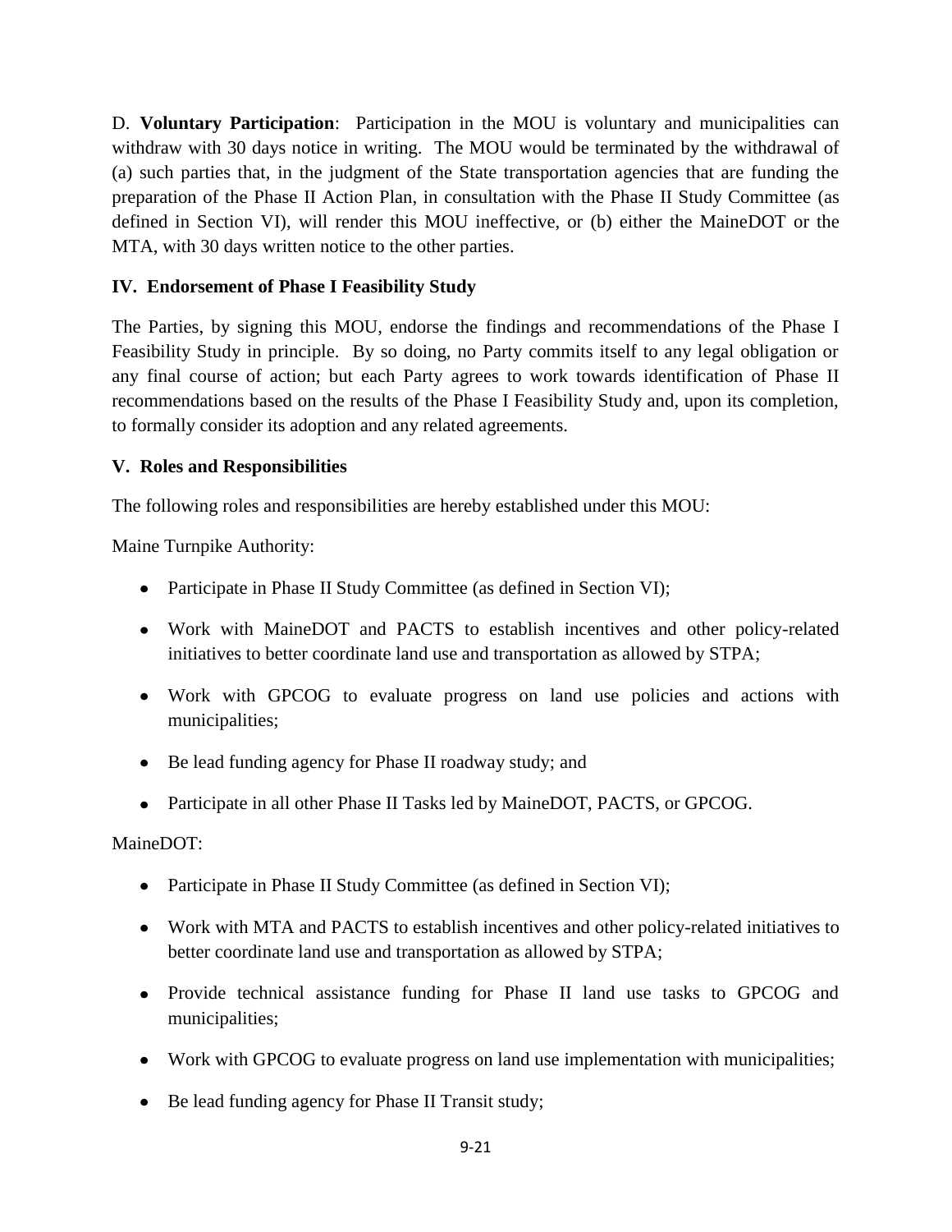D. **Voluntary Participation**: Participation in the MOU is voluntary and municipalities can withdraw with 30 days notice in writing. The MOU would be terminated by the withdrawal of (a) such parties that, in the judgment of the State transportation agencies that are funding the preparation of the Phase II Action Plan, in consultation with the Phase II Study Committee (as defined in Section VI), will render this MOU ineffective, or (b) either the MaineDOT or the MTA, with 30 days written notice to the other parties.

## IV. Endorsement of Phase I Feasibility Study

The Parties, by signing this MOU, endorse the findings and recommendations of the Phase I Feasibility Study in principle. By so doing, no Party commits itself to any legal obligation or any final course of action; but each Party agrees to work towards identification of Phase II recommendations based on the results of the Phase I Feasibility Study and, upon its completion, to formally consider its adoption and any related agreements.

## V. Roles and Responsibilities

The following roles and responsibilities are hereby established under this MOU:

Maine Turnpike Authority:

- Participate in Phase II Study Committee (as defined in Section VI);
- Work with MaineDOT and PACTS to establish incentives and other policy-related initiatives to better coordinate land use and transportation as allowed by STPA;
- Work with GPCOG to evaluate progress on land use policies and actions with municipalities;
- Be lead funding agency for Phase II roadway study; and
- Participate in all other Phase II Tasks led by MaineDOT, PACTS, or GPCOG.

MaineDOT:

- Participate in Phase II Study Committee (as defined in Section VI);
- Work with MTA and PACTS to establish incentives and other policy-related initiatives to better coordinate land use and transportation as allowed by STPA;
- Provide technical assistance funding for Phase II land use tasks to GPCOG and municipalities;
- Work with GPCOG to evaluate progress on land use implementation with municipalities;
- Be lead funding agency for Phase II Transit study;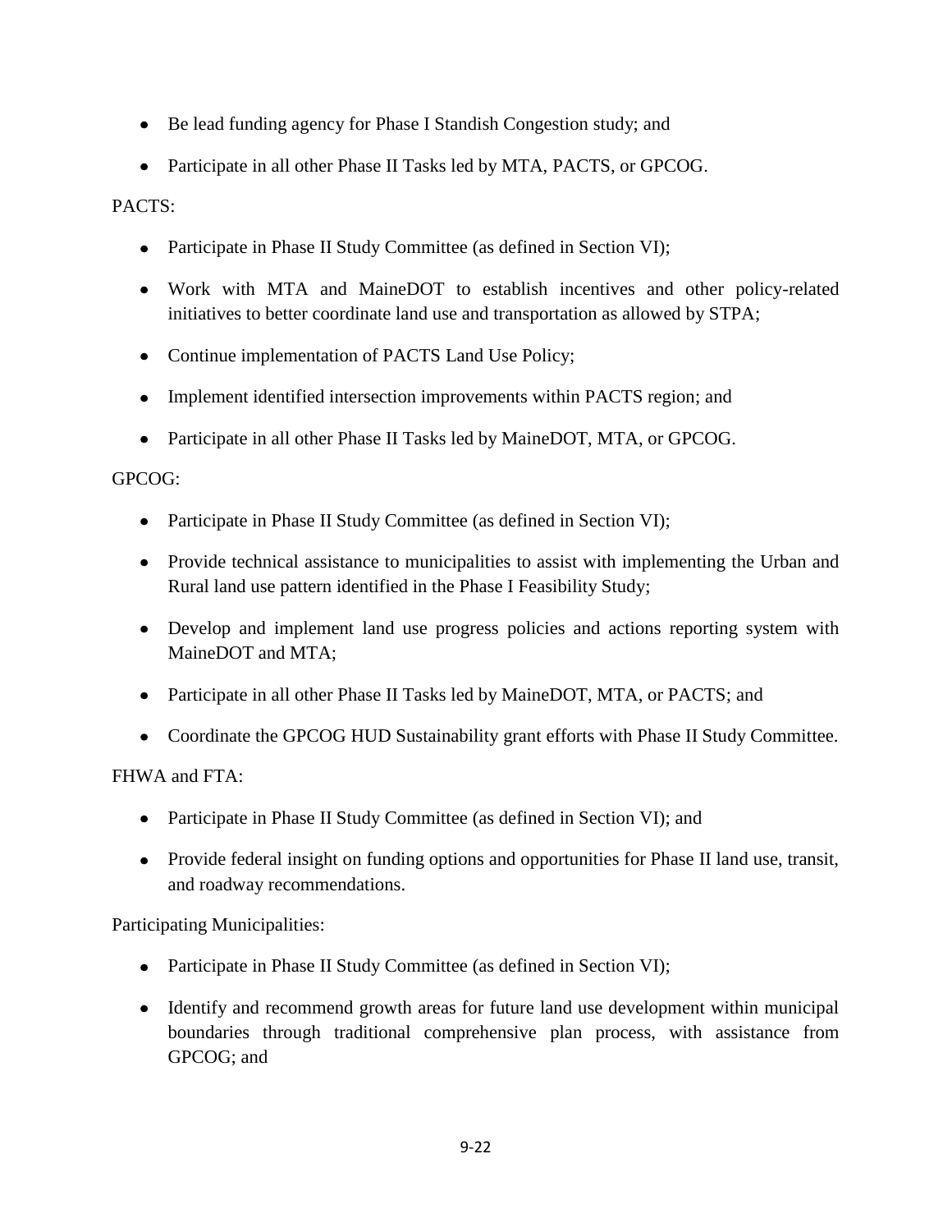- Be lead funding agency for Phase I Standish Congestion study; and
- Participate in all other Phase II Tasks led by MTA, PACTS, or GPCOG.

PACTS:

- Participate in Phase II Study Committee (as defined in Section VI);
- Work with MTA and MaineDOT to establish incentives and other policy-related initiatives to better coordinate land use and transportation as allowed by STPA;
- Continue implementation of PACTS Land Use Policy;
- Implement identified intersection improvements within PACTS region; and
- Participate in all other Phase II Tasks led by MaineDOT, MTA, or GPCOG.

GPCOG:

- Participate in Phase II Study Committee (as defined in Section VI);
- Provide technical assistance to municipalities to assist with implementing the Urban and Rural land use pattern identified in the Phase I Feasibility Study;
- Develop and implement land use progress policies and actions reporting system with MaineDOT and MTA;
- Participate in all other Phase II Tasks led by MaineDOT, MTA, or PACTS; and
- Coordinate the GPCOG HUD Sustainability grant efforts with Phase II Study Committee.

FHWA and FTA:

- Participate in Phase II Study Committee (as defined in Section VI); and
- Provide federal insight on funding options and opportunities for Phase II land use, transit, and roadway recommendations.

Participating Municipalities:

- Participate in Phase II Study Committee (as defined in Section VI);
- Identify and recommend growth areas for future land use development within municipal boundaries through traditional comprehensive plan process, with assistance from GPCOG; and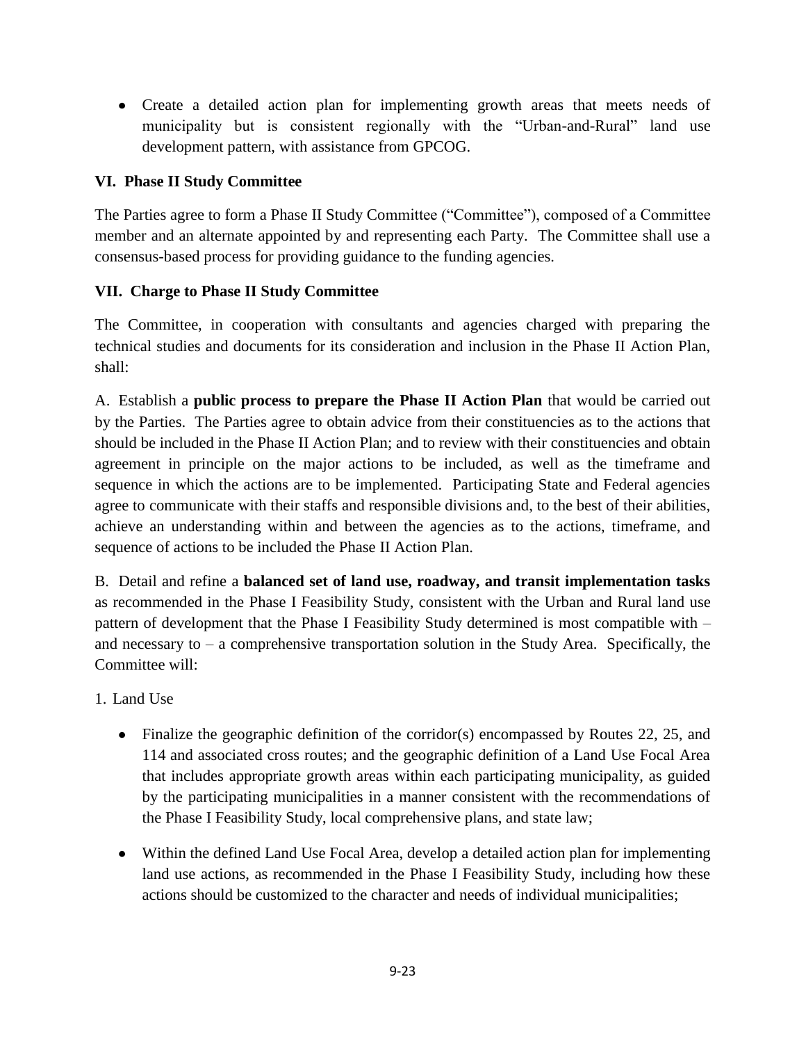- Create a detailed action plan for implementing growth areas that meets needs of municipality but is consistent regionally with the "Urban-and-Rural" land use development pattern, with assistance from GPCOG.

### VI. Phase II Study Committee

The Parties agree to form a Phase II Study Committee ("Committee"), composed of a Committee member and an alternate appointed by and representing each Party. The Committee shall use a consensus-based process for providing guidance to the funding agencies.

### VII. Charge to Phase II Study Committee

The Committee, in cooperation with consultants and agencies charged with preparing the technical studies and documents for its consideration and inclusion in the Phase II Action Plan, shall:

A. Establish a **public process to prepare the Phase II Action Plan** that would be carried out by the Parties. The Parties agree to obtain advice from their constituencies as to the actions that should be included in the Phase II Action Plan; and to review with their constituencies and obtain agreement in principle on the major actions to be included, as well as the timeframe and sequence in which the actions are to be implemented. Participating State and Federal agencies agree to communicate with their staffs and responsible divisions and, to the best of their abilities, achieve an understanding within and between the agencies as to the actions, timeframe, and sequence of actions to be included the Phase II Action Plan.

B. Detail and refine a **balanced set of land use, roadway, and transit implementation tasks** as recommended in the Phase I Feasibility Study, consistent with the Urban and Rural land use pattern of development that the Phase I Feasibility Study determined is most compatible with – and necessary to – a comprehensive transportation solution in the Study Area. Specifically, the Committee will:

1. Land Use

- Finalize the geographic definition of the corridor(s) encompassed by Routes 22, 25, and 114 and associated cross routes; and the geographic definition of a Land Use Focal Area that includes appropriate growth areas within each participating municipality, as guided by the participating municipalities in a manner consistent with the recommendations of the Phase I Feasibility Study, local comprehensive plans, and state law;
- Within the defined Land Use Focal Area, develop a detailed action plan for implementing land use actions, as recommended in the Phase I Feasibility Study, including how these actions should be customized to the character and needs of individual municipalities;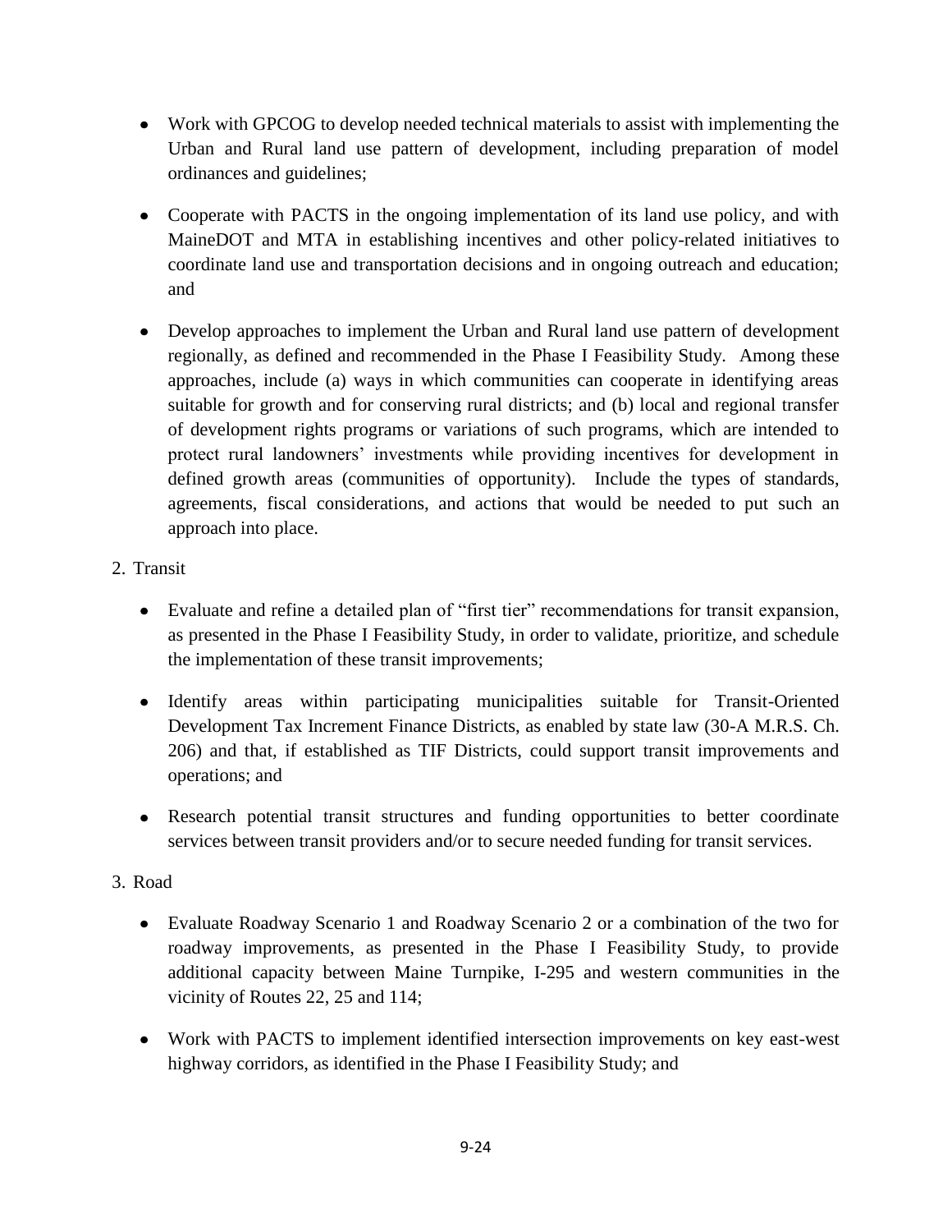- Work with GPCOG to develop needed technical materials to assist with implementing the Urban and Rural land use pattern of development, including preparation of model ordinances and guidelines;

- Cooperate with PACTS in the ongoing implementation of its land use policy, and with MaineDOT and MTA in establishing incentives and other policy-related initiatives to coordinate land use and transportation decisions and in ongoing outreach and education; and

- Develop approaches to implement the Urban and Rural land use pattern of development regionally, as defined and recommended in the Phase I Feasibility Study. Among these approaches, include (a) ways in which communities can cooperate in identifying areas suitable for growth and for conserving rural districts; and (b) local and regional transfer of development rights programs or variations of such programs, which are intended to protect rural landowners' investments while providing incentives for development in defined growth areas (communities of opportunity). Include the types of standards, agreements, fiscal considerations, and actions that would be needed to put such an approach into place.

2. Transit

- Evaluate and refine a detailed plan of "first tier" recommendations for transit expansion, as presented in the Phase I Feasibility Study, in order to validate, prioritize, and schedule the implementation of these transit improvements;

- Identify areas within participating municipalities suitable for Transit-Oriented Development Tax Increment Finance Districts, as enabled by state law (30-A M.R.S. Ch. 206) and that, if established as TIF Districts, could support transit improvements and operations; and

- Research potential transit structures and funding opportunities to better coordinate services between transit providers and/or to secure needed funding for transit services.

3. Road

- Evaluate Roadway Scenario 1 and Roadway Scenario 2 or a combination of the two for roadway improvements, as presented in the Phase I Feasibility Study, to provide additional capacity between Maine Turnpike, I-295 and western communities in the vicinity of Routes 22, 25 and 114;

- Work with PACTS to implement identified intersection improvements on key east-west highway corridors, as identified in the Phase I Feasibility Study; and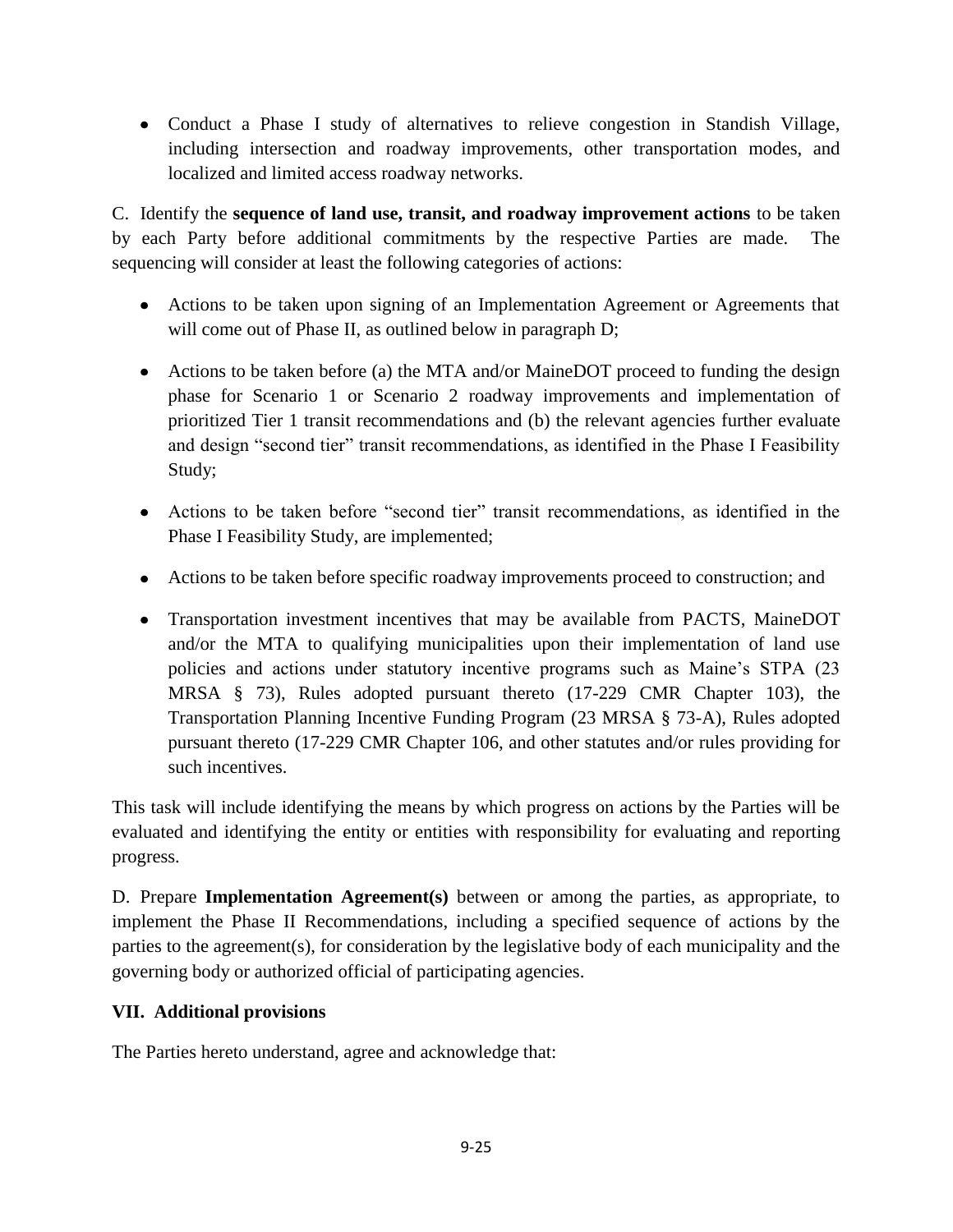- Conduct a Phase I study of alternatives to relieve congestion in Standish Village, including intersection and roadway improvements, other transportation modes, and localized and limited access roadway networks.

C. Identify the **sequence of land use, transit, and roadway improvement actions** to be taken by each Party before additional commitments by the respective Parties are made. The sequencing will consider at least the following categories of actions:

- Actions to be taken upon signing of an Implementation Agreement or Agreements that will come out of Phase II, as outlined below in paragraph D;
- Actions to be taken before (a) the MTA and/or MaineDOT proceed to funding the design phase for Scenario 1 or Scenario 2 roadway improvements and implementation of prioritized Tier 1 transit recommendations and (b) the relevant agencies further evaluate and design "second tier" transit recommendations, as identified in the Phase I Feasibility Study;
- Actions to be taken before "second tier" transit recommendations, as identified in the Phase I Feasibility Study, are implemented;
- Actions to be taken before specific roadway improvements proceed to construction; and
- Transportation investment incentives that may be available from PACTS, MaineDOT and/or the MTA to qualifying municipalities upon their implementation of land use policies and actions under statutory incentive programs such as Maine's STPA (23 MRSA § 73), Rules adopted pursuant thereto (17-229 CMR Chapter 103), the Transportation Planning Incentive Funding Program (23 MRSA § 73-A), Rules adopted pursuant thereto (17-229 CMR Chapter 106, and other statutes and/or rules providing for such incentives.

This task will include identifying the means by which progress on actions by the Parties will be evaluated and identifying the entity or entities with responsibility for evaluating and reporting progress.

D. Prepare **Implementation Agreement(s)** between or among the parties, as appropriate, to implement the Phase II Recommendations, including a specified sequence of actions by the parties to the agreement(s), for consideration by the legislative body of each municipality and the governing body or authorized official of participating agencies.

## VII. Additional provisions

The Parties hereto understand, agree and acknowledge that: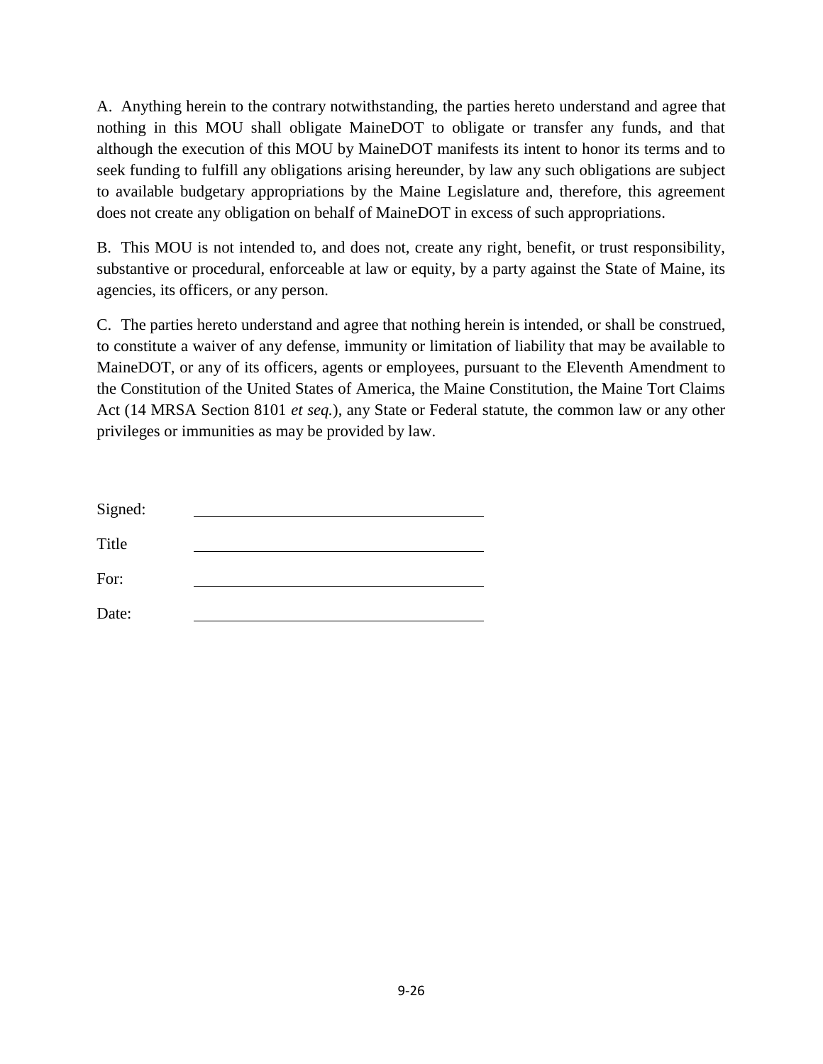A. Anything herein to the contrary notwithstanding, the parties hereto understand and agree that nothing in this MOU shall obligate MaineDOT to obligate or transfer any funds, and that although the execution of this MOU by MaineDOT manifests its intent to honor its terms and to seek funding to fulfill any obligations arising hereunder, by law any such obligations are subject to available budgetary appropriations by the Maine Legislature and, therefore, this agreement does not create any obligation on behalf of MaineDOT in excess of such appropriations.

B. This MOU is not intended to, and does not, create any right, benefit, or trust responsibility, substantive or procedural, enforceable at law or equity, by a party against the State of Maine, its agencies, its officers, or any person.

C. The parties hereto understand and agree that nothing herein is intended, or shall be construed, to constitute a waiver of any defense, immunity or limitation of liability that may be available to MaineDOT, or any of its officers, agents or employees, pursuant to the Eleventh Amendment to the Constitution of the United States of America, the Maine Constitution, the Maine Tort Claims Act (14 MRSA Section 8101 *et seq.*), any State or Federal statute, the common law or any other privileges or immunities as may be provided by law.

Signed: ________________________________

Title ________________________________

For: ________________________________

Date: ________________________________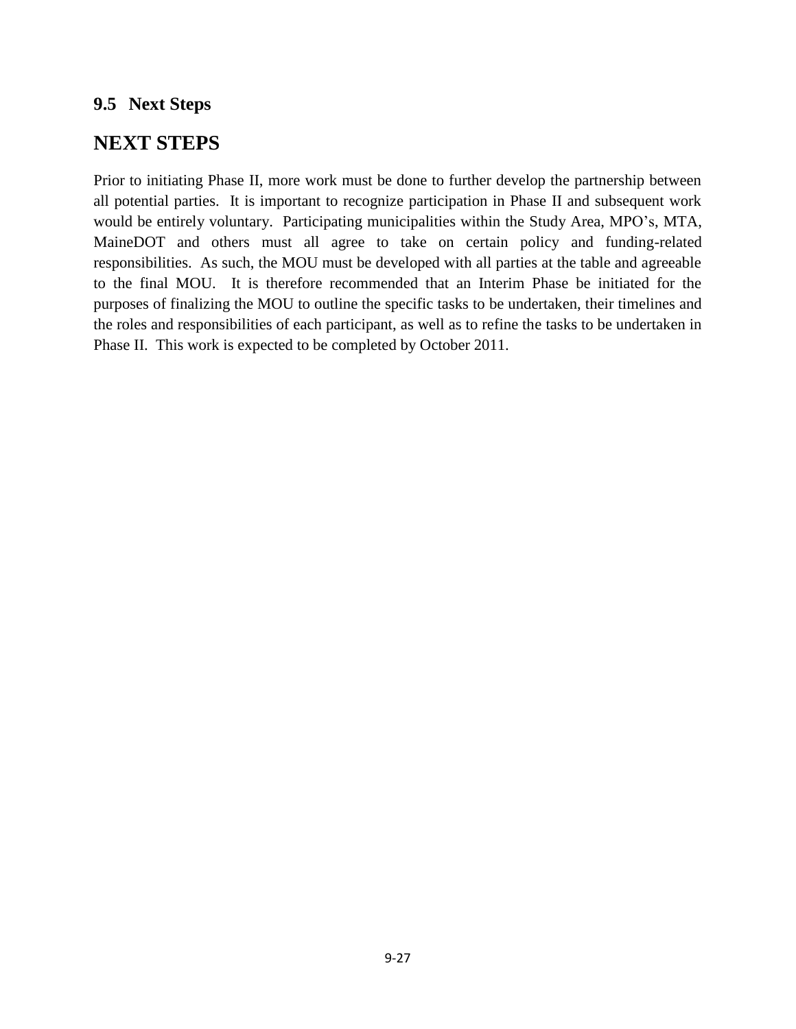## 9.5 Next Steps

# NEXT STEPS

Prior to initiating Phase II, more work must be done to further develop the partnership between all potential parties. It is important to recognize participation in Phase II and subsequent work would be entirely voluntary. Participating municipalities within the Study Area, MPO's, MTA, MaineDOT and others must all agree to take on certain policy and funding-related responsibilities. As such, the MOU must be developed with all parties at the table and agreeable to the final MOU. It is therefore recommended that an Interim Phase be initiated for the purposes of finalizing the MOU to outline the specific tasks to be undertaken, their timelines and the roles and responsibilities of each participant, as well as to refine the tasks to be undertaken in Phase II. This work is expected to be completed by October 2011.